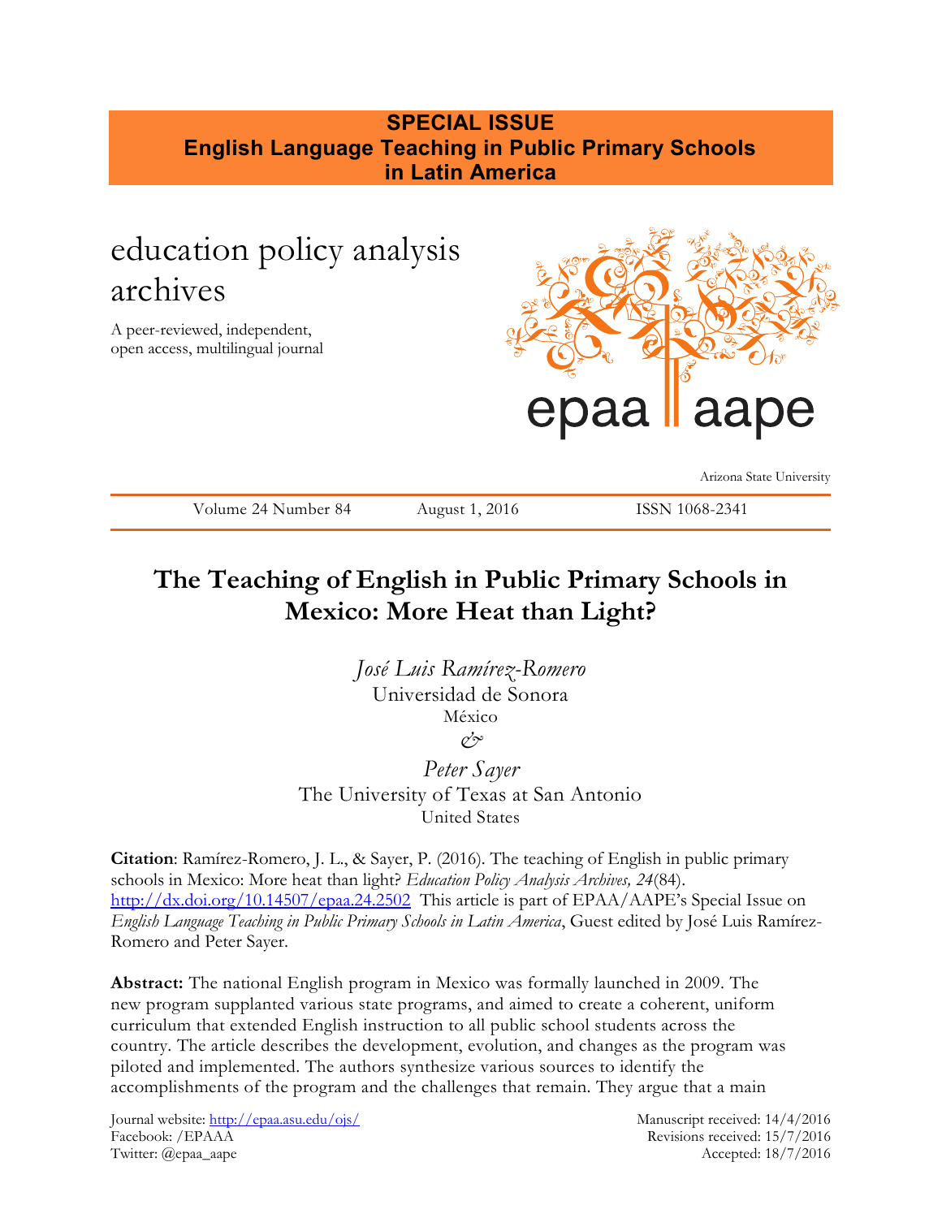**SPECIAL ISSUE**
**English Language Teaching in Public Primary Schools in Latin America**

# education policy analysis archives

A peer-reviewed, independent, open access, multilingual journal

epaa aape

Arizona State University

Volume 24 Number 84 August 1, 2016 ISSN 1068-2341

# The Teaching of English in Public Primary Schools in Mexico: More Heat than Light?

*José Luis Ramírez-Romero*
Universidad de Sonora
México
*&*
*Peter Sayer*
The University of Texas at San Antonio
United States

**Citation**: Ramírez-Romero, J. L., & Sayer, P. (2016). The teaching of English in public primary schools in Mexico: More heat than light? *Education Policy Analysis Archives, 24*(84). http://dx.doi.org/10.14507/epaa.24.2502 This article is part of EPAA/AAPE's Special Issue on *English Language Teaching in Public Primary Schools in Latin America*, Guest edited by José Luis Ramírez-Romero and Peter Sayer.

**Abstract:** The national English program in Mexico was formally launched in 2009. The new program supplanted various state programs, and aimed to create a coherent, uniform curriculum that extended English instruction to all public school students across the country. The article describes the development, evolution, and changes as the program was piloted and implemented. The authors synthesize various sources to identify the accomplishments of the program and the challenges that remain. They argue that a main

Journal website: http://epaa.asu.edu/ojs/
Facebook: /EPAA
Twitter: @epaa_aape

Manuscript received: 14/4/2016
Revisions received: 15/7/2016
Accepted: 18/7/2016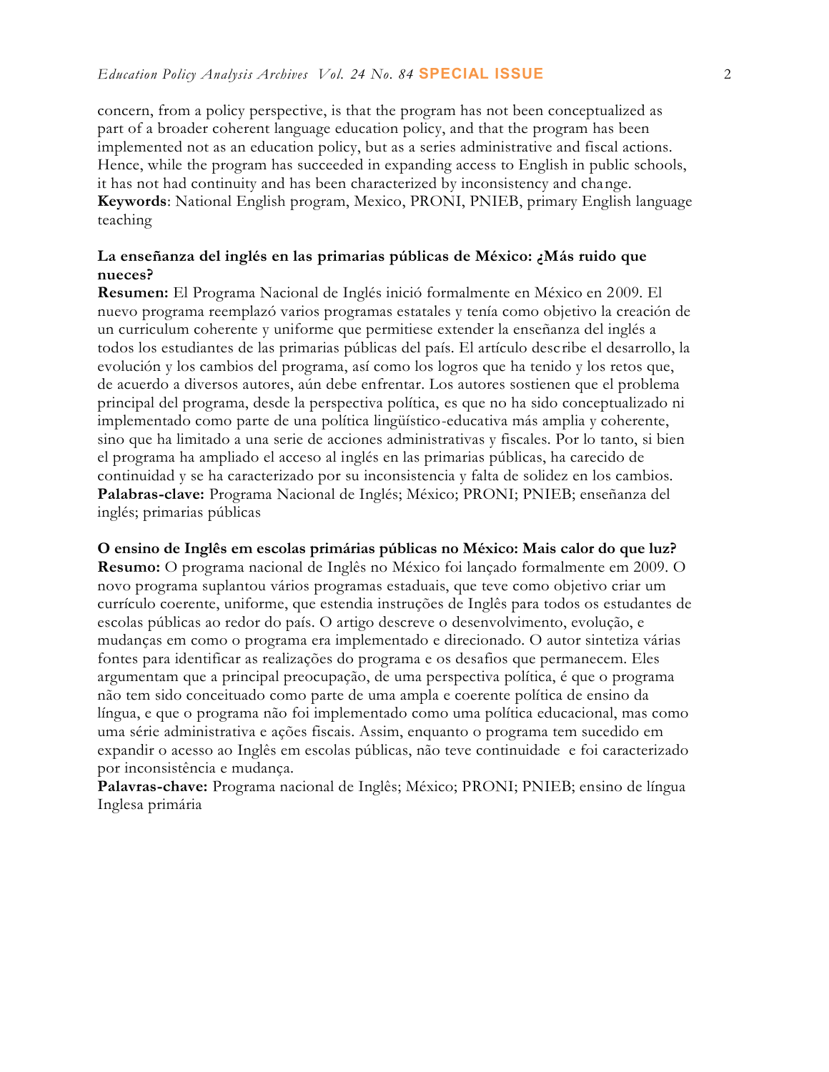concern, from a policy perspective, is that the program has not been conceptualized as part of a broader coherent language education policy, and that the program has been implemented not as an education policy, but as a series administrative and fiscal actions. Hence, while the program has succeeded in expanding access to English in public schools, it has not had continuity and has been characterized by inconsistency and change.
**Keywords**: National English program, Mexico, PRONI, PNIEB, primary English language teaching

**La enseñanza del inglés en las primarias públicas de México: ¿Más ruido que nueces?**
**Resumen:** El Programa Nacional de Inglés inició formalmente en México en 2009. El nuevo programa reemplazó varios programas estatales y tenía como objetivo la creación de un curriculum coherente y uniforme que permitiese extender la enseñanza del inglés a todos los estudiantes de las primarias públicas del país. El artículo describe el desarrollo, la evolución y los cambios del programa, así como los logros que ha tenido y los retos que, de acuerdo a diversos autores, aún debe enfrentar. Los autores sostienen que el problema principal del programa, desde la perspectiva política, es que no ha sido conceptualizado ni implementado como parte de una política lingüístico-educativa más amplia y coherente, sino que ha limitado a una serie de acciones administrativas y fiscales. Por lo tanto, si bien el programa ha ampliado el acceso al inglés en las primarias públicas, ha carecido de continuidad y se ha caracterizado por su inconsistencia y falta de solidez en los cambios.
**Palabras-clave:** Programa Nacional de Inglés; México; PRONI; PNIEB; enseñanza del inglés; primarias públicas

**O ensino de Inglês em escolas primárias públicas no México: Mais calor do que luz?**
**Resumo:** O programa nacional de Inglês no México foi lançado formalmente em 2009. O novo programa suplantou vários programas estaduais, que teve como objetivo criar um currículo coerente, uniforme, que estendia instruções de Inglês para todos os estudantes de escolas públicas ao redor do país. O artigo descreve o desenvolvimento, evolução, e mudanças em como o programa era implementado e direcionado. O autor sintetiza várias fontes para identificar as realizações do programa e os desafios que permanecem. Eles argumentam que a principal preocupação, de uma perspectiva política, é que o programa não tem sido conceituado como parte de uma ampla e coerente política de ensino da língua, e que o programa não foi implementado como uma política educacional, mas como uma série administrativa e ações fiscais. Assim, enquanto o programa tem sucedido em expandir o acesso ao Inglês em escolas públicas, não teve continuidade e foi caracterizado por inconsistência e mudança.
**Palavras-chave:** Programa nacional de Inglês; México; PRONI; PNIEB; ensino de língua Inglesa primária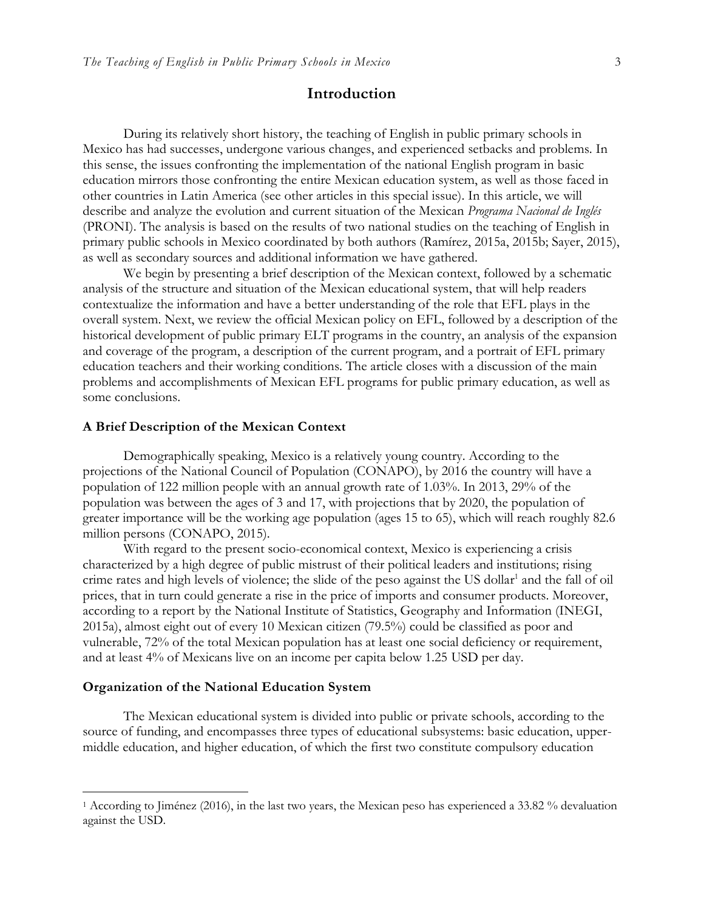## Introduction

During its relatively short history, the teaching of English in public primary schools in Mexico has had successes, undergone various changes, and experienced setbacks and problems. In this sense, the issues confronting the implementation of the national English program in basic education mirrors those confronting the entire Mexican education system, as well as those faced in other countries in Latin America (see other articles in this special issue). In this article, we will describe and analyze the evolution and current situation of the Mexican *Programa Nacional de Inglés* (PRONI). The analysis is based on the results of two national studies on the teaching of English in primary public schools in Mexico coordinated by both authors (Ramírez, 2015a, 2015b; Sayer, 2015), as well as secondary sources and additional information we have gathered.

We begin by presenting a brief description of the Mexican context, followed by a schematic analysis of the structure and situation of the Mexican educational system, that will help readers contextualize the information and have a better understanding of the role that EFL plays in the overall system. Next, we review the official Mexican policy on EFL, followed by a description of the historical development of public primary ELT programs in the country, an analysis of the expansion and coverage of the program, a description of the current program, and a portrait of EFL primary education teachers and their working conditions. The article closes with a discussion of the main problems and accomplishments of Mexican EFL programs for public primary education, as well as some conclusions.

### A Brief Description of the Mexican Context

Demographically speaking, Mexico is a relatively young country. According to the projections of the National Council of Population (CONAPO), by 2016 the country will have a population of 122 million people with an annual growth rate of 1.03%. In 2013, 29% of the population was between the ages of 3 and 17, with projections that by 2020, the population of greater importance will be the working age population (ages 15 to 65), which will reach roughly 82.6 million persons (CONAPO, 2015).

With regard to the present socio-economical context, Mexico is experiencing a crisis characterized by a high degree of public mistrust of their political leaders and institutions; rising crime rates and high levels of violence; the slide of the peso against the US dollar[1] and the fall of oil prices, that in turn could generate a rise in the price of imports and consumer products. Moreover, according to a report by the National Institute of Statistics, Geography and Information (INEGI, 2015a), almost eight out of every 10 Mexican citizen (79.5%) could be classified as poor and vulnerable, 72% of the total Mexican population has at least one social deficiency or requirement, and at least 4% of Mexicans live on an income per capita below 1.25 USD per day.

### Organization of the National Education System

The Mexican educational system is divided into public or private schools, according to the source of funding, and encompasses three types of educational subsystems: basic education, upper-middle education, and higher education, of which the first two constitute compulsory education

---

[1] According to Jiménez (2016), in the last two years, the Mexican peso has experienced a 33.82 % devaluation against the USD.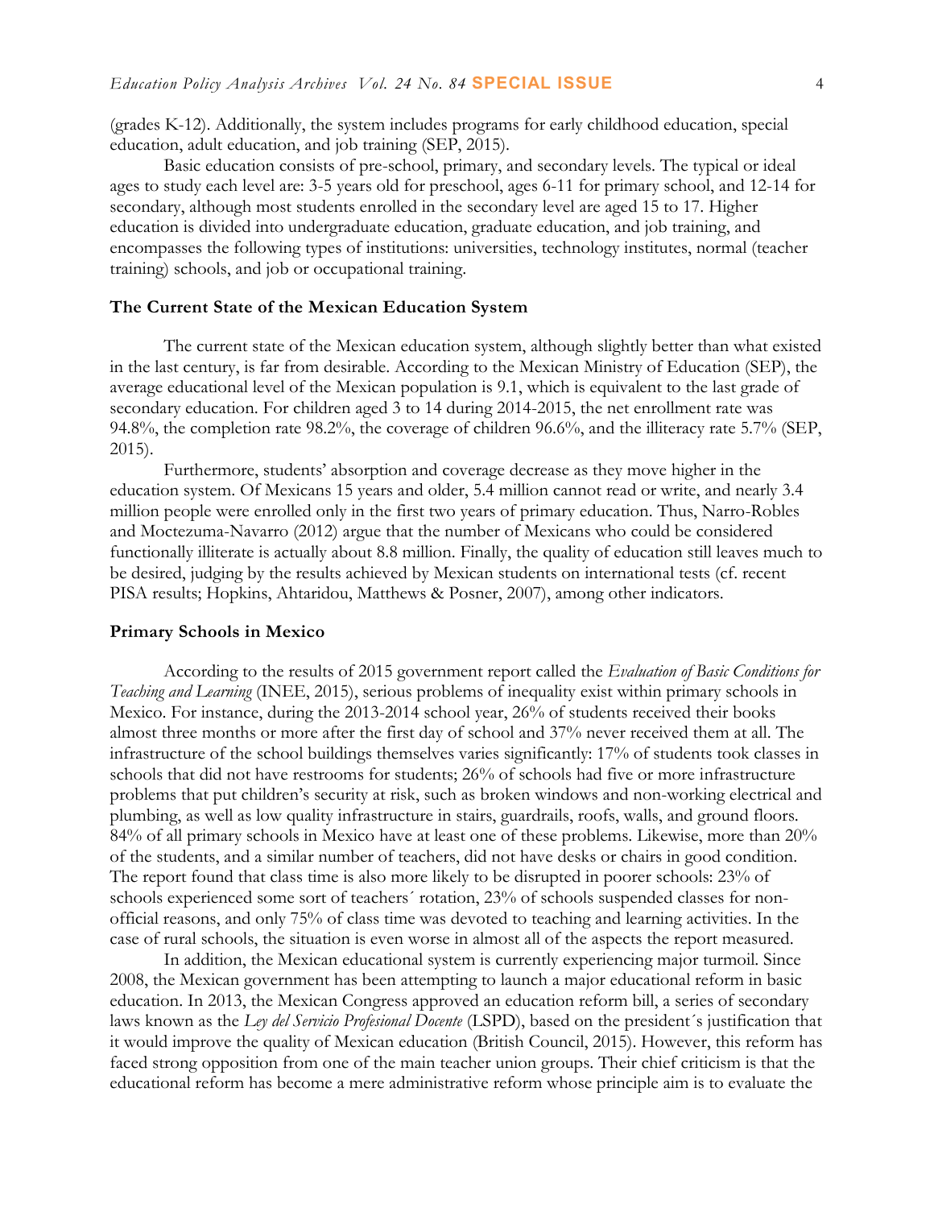(grades K-12). Additionally, the system includes programs for early childhood education, special education, adult education, and job training (SEP, 2015).

Basic education consists of pre-school, primary, and secondary levels. The typical or ideal ages to study each level are: 3-5 years old for preschool, ages 6-11 for primary school, and 12-14 for secondary, although most students enrolled in the secondary level are aged 15 to 17. Higher education is divided into undergraduate education, graduate education, and job training, and encompasses the following types of institutions: universities, technology institutes, normal (teacher training) schools, and job or occupational training.

### The Current State of the Mexican Education System

The current state of the Mexican education system, although slightly better than what existed in the last century, is far from desirable. According to the Mexican Ministry of Education (SEP), the average educational level of the Mexican population is 9.1, which is equivalent to the last grade of secondary education. For children aged 3 to 14 during 2014-2015, the net enrollment rate was 94.8%, the completion rate 98.2%, the coverage of children 96.6%, and the illiteracy rate 5.7% (SEP, 2015).

Furthermore, students' absorption and coverage decrease as they move higher in the education system. Of Mexicans 15 years and older, 5.4 million cannot read or write, and nearly 3.4 million people were enrolled only in the first two years of primary education. Thus, Narro-Robles and Moctezuma-Navarro (2012) argue that the number of Mexicans who could be considered functionally illiterate is actually about 8.8 million. Finally, the quality of education still leaves much to be desired, judging by the results achieved by Mexican students on international tests (cf. recent PISA results; Hopkins, Ahtaridou, Matthews & Posner, 2007), among other indicators.

### Primary Schools in Mexico

According to the results of 2015 government report called the *Evaluation of Basic Conditions for Teaching and Learning* (INEE, 2015), serious problems of inequality exist within primary schools in Mexico. For instance, during the 2013-2014 school year, 26% of students received their books almost three months or more after the first day of school and 37% never received them at all. The infrastructure of the school buildings themselves varies significantly: 17% of students took classes in schools that did not have restrooms for students; 26% of schools had five or more infrastructure problems that put children's security at risk, such as broken windows and non-working electrical and plumbing, as well as low quality infrastructure in stairs, guardrails, roofs, walls, and ground floors. 84% of all primary schools in Mexico have at least one of these problems. Likewise, more than 20% of the students, and a similar number of teachers, did not have desks or chairs in good condition. The report found that class time is also more likely to be disrupted in poorer schools: 23% of schools experienced some sort of teachers´ rotation, 23% of schools suspended classes for non-official reasons, and only 75% of class time was devoted to teaching and learning activities. In the case of rural schools, the situation is even worse in almost all of the aspects the report measured.

In addition, the Mexican educational system is currently experiencing major turmoil. Since 2008, the Mexican government has been attempting to launch a major educational reform in basic education. In 2013, the Mexican Congress approved an education reform bill, a series of secondary laws known as the *Ley del Servicio Profesional Docente* (LSPD), based on the president´s justification that it would improve the quality of Mexican education (British Council, 2015). However, this reform has faced strong opposition from one of the main teacher union groups. Their chief criticism is that the educational reform has become a mere administrative reform whose principle aim is to evaluate the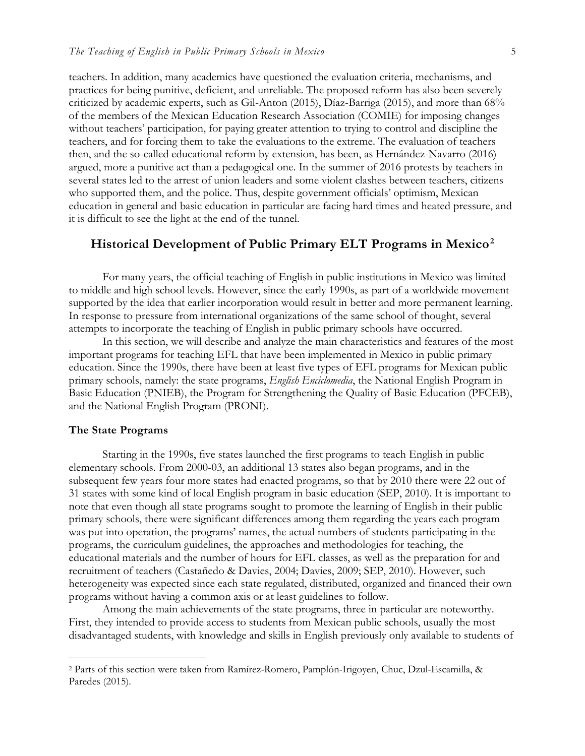teachers. In addition, many academics have questioned the evaluation criteria, mechanisms, and practices for being punitive, deficient, and unreliable. The proposed reform has also been severely criticized by academic experts, such as Gil-Anton (2015), Díaz-Barriga (2015), and more than 68% of the members of the Mexican Education Research Association (COMIE) for imposing changes without teachers' participation, for paying greater attention to trying to control and discipline the teachers, and for forcing them to take the evaluations to the extreme. The evaluation of teachers then, and the so-called educational reform by extension, has been, as Hernández-Navarro (2016) argued, more a punitive act than a pedagogical one. In the summer of 2016 protests by teachers in several states led to the arrest of union leaders and some violent clashes between teachers, citizens who supported them, and the police. Thus, despite government officials' optimism, Mexican education in general and basic education in particular are facing hard times and heated pressure, and it is difficult to see the light at the end of the tunnel.

## Historical Development of Public Primary ELT Programs in Mexico[2]

For many years, the official teaching of English in public institutions in Mexico was limited to middle and high school levels. However, since the early 1990s, as part of a worldwide movement supported by the idea that earlier incorporation would result in better and more permanent learning. In response to pressure from international organizations of the same school of thought, several attempts to incorporate the teaching of English in public primary schools have occurred.

In this section, we will describe and analyze the main characteristics and features of the most important programs for teaching EFL that have been implemented in Mexico in public primary education. Since the 1990s, there have been at least five types of EFL programs for Mexican public primary schools, namely: the state programs, *English Enciclomedia*, the National English Program in Basic Education (PNIEB), the Program for Strengthening the Quality of Basic Education (PFCEB), and the National English Program (PRONI).

### The State Programs

Starting in the 1990s, five states launched the first programs to teach English in public elementary schools. From 2000-03, an additional 13 states also began programs, and in the subsequent few years four more states had enacted programs, so that by 2010 there were 22 out of 31 states with some kind of local English program in basic education (SEP, 2010). It is important to note that even though all state programs sought to promote the learning of English in their public primary schools, there were significant differences among them regarding the years each program was put into operation, the programs' names, the actual numbers of students participating in the programs, the curriculum guidelines, the approaches and methodologies for teaching, the educational materials and the number of hours for EFL classes, as well as the preparation for and recruitment of teachers (Castañedo & Davies, 2004; Davies, 2009; SEP, 2010). However, such heterogeneity was expected since each state regulated, distributed, organized and financed their own programs without having a common axis or at least guidelines to follow.

Among the main achievements of the state programs, three in particular are noteworthy. First, they intended to provide access to students from Mexican public schools, usually the most disadvantaged students, with knowledge and skills in English previously only available to students of

---

[2] Parts of this section were taken from Ramírez-Romero, Pamplón-Irigoyen, Chuc, Dzul-Escamilla, & Paredes (2015).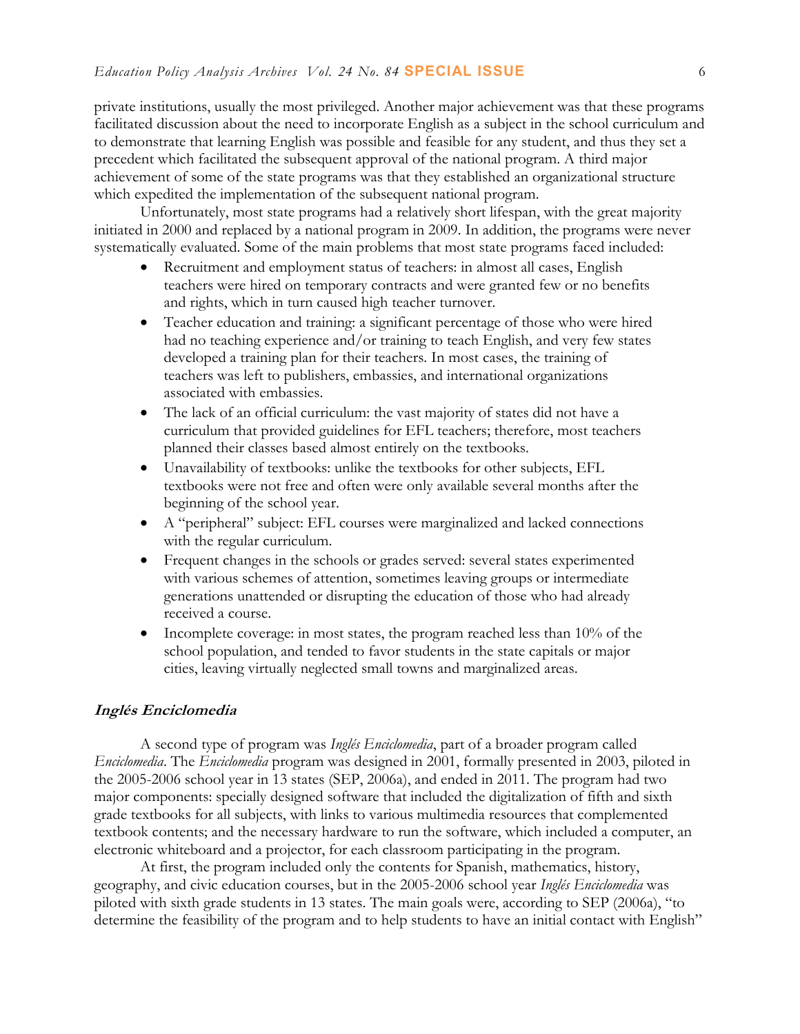private institutions, usually the most privileged. Another major achievement was that these programs facilitated discussion about the need to incorporate English as a subject in the school curriculum and to demonstrate that learning English was possible and feasible for any student, and thus they set a precedent which facilitated the subsequent approval of the national program. A third major achievement of some of the state programs was that they established an organizational structure which expedited the implementation of the subsequent national program.

Unfortunately, most state programs had a relatively short lifespan, with the great majority initiated in 2000 and replaced by a national program in 2009. In addition, the programs were never systematically evaluated. Some of the main problems that most state programs faced included:

- Recruitment and employment status of teachers: in almost all cases, English teachers were hired on temporary contracts and were granted few or no benefits and rights, which in turn caused high teacher turnover.
- Teacher education and training: a significant percentage of those who were hired had no teaching experience and/or training to teach English, and very few states developed a training plan for their teachers. In most cases, the training of teachers was left to publishers, embassies, and international organizations associated with embassies.
- The lack of an official curriculum: the vast majority of states did not have a curriculum that provided guidelines for EFL teachers; therefore, most teachers planned their classes based almost entirely on the textbooks.
- Unavailability of textbooks: unlike the textbooks for other subjects, EFL textbooks were not free and often were only available several months after the beginning of the school year.
- A "peripheral" subject: EFL courses were marginalized and lacked connections with the regular curriculum.
- Frequent changes in the schools or grades served: several states experimented with various schemes of attention, sometimes leaving groups or intermediate generations unattended or disrupting the education of those who had already received a course.
- Incomplete coverage: in most states, the program reached less than 10% of the school population, and tended to favor students in the state capitals or major cities, leaving virtually neglected small towns and marginalized areas.

### *Inglés Enciclomedia*

A second type of program was *Inglés Enciclomedia*, part of a broader program called *Enciclomedia*. The *Enciclomedia* program was designed in 2001, formally presented in 2003, piloted in the 2005-2006 school year in 13 states (SEP, 2006a), and ended in 2011. The program had two major components: specially designed software that included the digitalization of fifth and sixth grade textbooks for all subjects, with links to various multimedia resources that complemented textbook contents; and the necessary hardware to run the software, which included a computer, an electronic whiteboard and a projector, for each classroom participating in the program.

At first, the program included only the contents for Spanish, mathematics, history, geography, and civic education courses, but in the 2005-2006 school year *Inglés Enciclomedia* was piloted with sixth grade students in 13 states. The main goals were, according to SEP (2006a), "to determine the feasibility of the program and to help students to have an initial contact with English"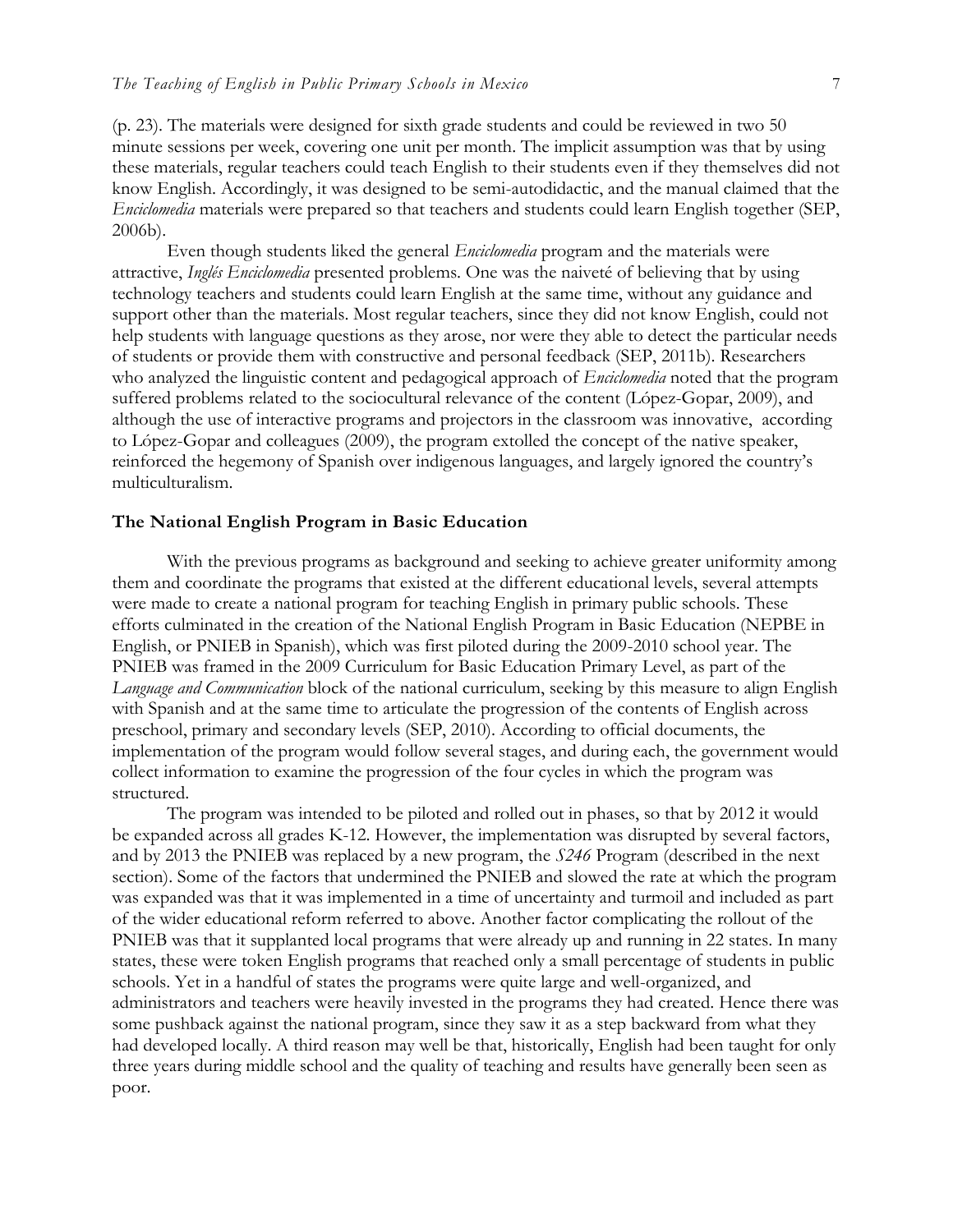(p. 23). The materials were designed for sixth grade students and could be reviewed in two 50 minute sessions per week, covering one unit per month. The implicit assumption was that by using these materials, regular teachers could teach English to their students even if they themselves did not know English. Accordingly, it was designed to be semi-autodidactic, and the manual claimed that the *Enciclomedia* materials were prepared so that teachers and students could learn English together (SEP, 2006b).

Even though students liked the general *Enciclomedia* program and the materials were attractive, *Inglés Enciclomedia* presented problems. One was the naiveté of believing that by using technology teachers and students could learn English at the same time, without any guidance and support other than the materials. Most regular teachers, since they did not know English, could not help students with language questions as they arose, nor were they able to detect the particular needs of students or provide them with constructive and personal feedback (SEP, 2011b). Researchers who analyzed the linguistic content and pedagogical approach of *Enciclomedia* noted that the program suffered problems related to the sociocultural relevance of the content (López-Gopar, 2009), and although the use of interactive programs and projectors in the classroom was innovative, according to López-Gopar and colleagues (2009), the program extolled the concept of the native speaker, reinforced the hegemony of Spanish over indigenous languages, and largely ignored the country's multiculturalism.

## The National English Program in Basic Education

With the previous programs as background and seeking to achieve greater uniformity among them and coordinate the programs that existed at the different educational levels, several attempts were made to create a national program for teaching English in primary public schools. These efforts culminated in the creation of the National English Program in Basic Education (NEPBE in English, or PNIEB in Spanish), which was first piloted during the 2009-2010 school year. The PNIEB was framed in the 2009 Curriculum for Basic Education Primary Level, as part of the *Language and Communication* block of the national curriculum, seeking by this measure to align English with Spanish and at the same time to articulate the progression of the contents of English across preschool, primary and secondary levels (SEP, 2010). According to official documents, the implementation of the program would follow several stages, and during each, the government would collect information to examine the progression of the four cycles in which the program was structured.

The program was intended to be piloted and rolled out in phases, so that by 2012 it would be expanded across all grades K-12. However, the implementation was disrupted by several factors, and by 2013 the PNIEB was replaced by a new program, the *S246* Program (described in the next section). Some of the factors that undermined the PNIEB and slowed the rate at which the program was expanded was that it was implemented in a time of uncertainty and turmoil and included as part of the wider educational reform referred to above. Another factor complicating the rollout of the PNIEB was that it supplanted local programs that were already up and running in 22 states. In many states, these were token English programs that reached only a small percentage of students in public schools. Yet in a handful of states the programs were quite large and well-organized, and administrators and teachers were heavily invested in the programs they had created. Hence there was some pushback against the national program, since they saw it as a step backward from what they had developed locally. A third reason may well be that, historically, English had been taught for only three years during middle school and the quality of teaching and results have generally been seen as poor.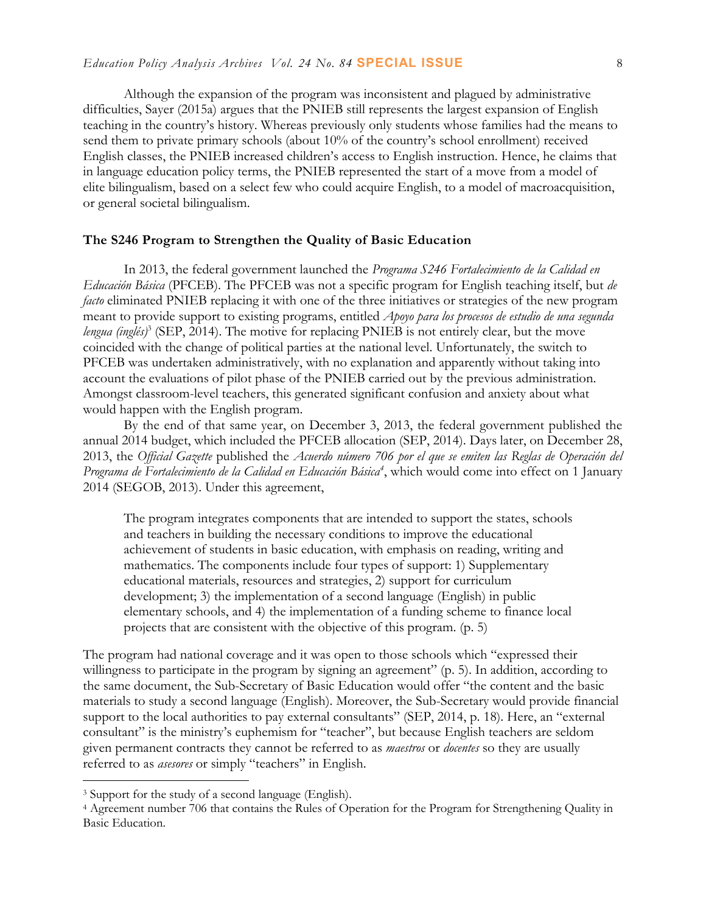Although the expansion of the program was inconsistent and plagued by administrative difficulties, Sayer (2015a) argues that the PNIEB still represents the largest expansion of English teaching in the country's history. Whereas previously only students whose families had the means to send them to private primary schools (about 10% of the country's school enrollment) received English classes, the PNIEB increased children's access to English instruction. Hence, he claims that in language education policy terms, the PNIEB represented the start of a move from a model of elite bilingualism, based on a select few who could acquire English, to a model of macroacquisition, or general societal bilingualism.

### The S246 Program to Strengthen the Quality of Basic Education

In 2013, the federal government launched the *Programa S246 Fortalecimiento de la Calidad en Educación Básica* (PFCEB). The PFCEB was not a specific program for English teaching itself, but *de facto* eliminated PNIEB replacing it with one of the three initiatives or strategies of the new program meant to provide support to existing programs, entitled *Apoyo para los procesos de estudio de una segunda lengua (inglés)*[3] (SEP, 2014). The motive for replacing PNIEB is not entirely clear, but the move coincided with the change of political parties at the national level. Unfortunately, the switch to PFCEB was undertaken administratively, with no explanation and apparently without taking into account the evaluations of pilot phase of the PNIEB carried out by the previous administration. Amongst classroom-level teachers, this generated significant confusion and anxiety about what would happen with the English program.

By the end of that same year, on December 3, 2013, the federal government published the annual 2014 budget, which included the PFCEB allocation (SEP, 2014). Days later, on December 28, 2013, the *Official Gazette* published the *Acuerdo número 706 por el que se emiten las Reglas de Operación del Programa de Fortalecimiento de la Calidad en Educación Básica*[4], which would come into effect on 1 January 2014 (SEGOB, 2013). Under this agreement,

> The program integrates components that are intended to support the states, schools and teachers in building the necessary conditions to improve the educational achievement of students in basic education, with emphasis on reading, writing and mathematics. The components include four types of support: 1) Supplementary educational materials, resources and strategies, 2) support for curriculum development; 3) the implementation of a second language (English) in public elementary schools, and 4) the implementation of a funding scheme to finance local projects that are consistent with the objective of this program. (p. 5)

The program had national coverage and it was open to those schools which "expressed their willingness to participate in the program by signing an agreement" (p. 5). In addition, according to the same document, the Sub-Secretary of Basic Education would offer "the content and the basic materials to study a second language (English). Moreover, the Sub-Secretary would provide financial support to the local authorities to pay external consultants" (SEP, 2014, p. 18). Here, an "external consultant" is the ministry's euphemism for "teacher", but because English teachers are seldom given permanent contracts they cannot be referred to as *maestros* or *docentes* so they are usually referred to as *asesores* or simply "teachers" in English.

---

[3] Support for the study of a second language (English).

[4] Agreement number 706 that contains the Rules of Operation for the Program for Strengthening Quality in Basic Education.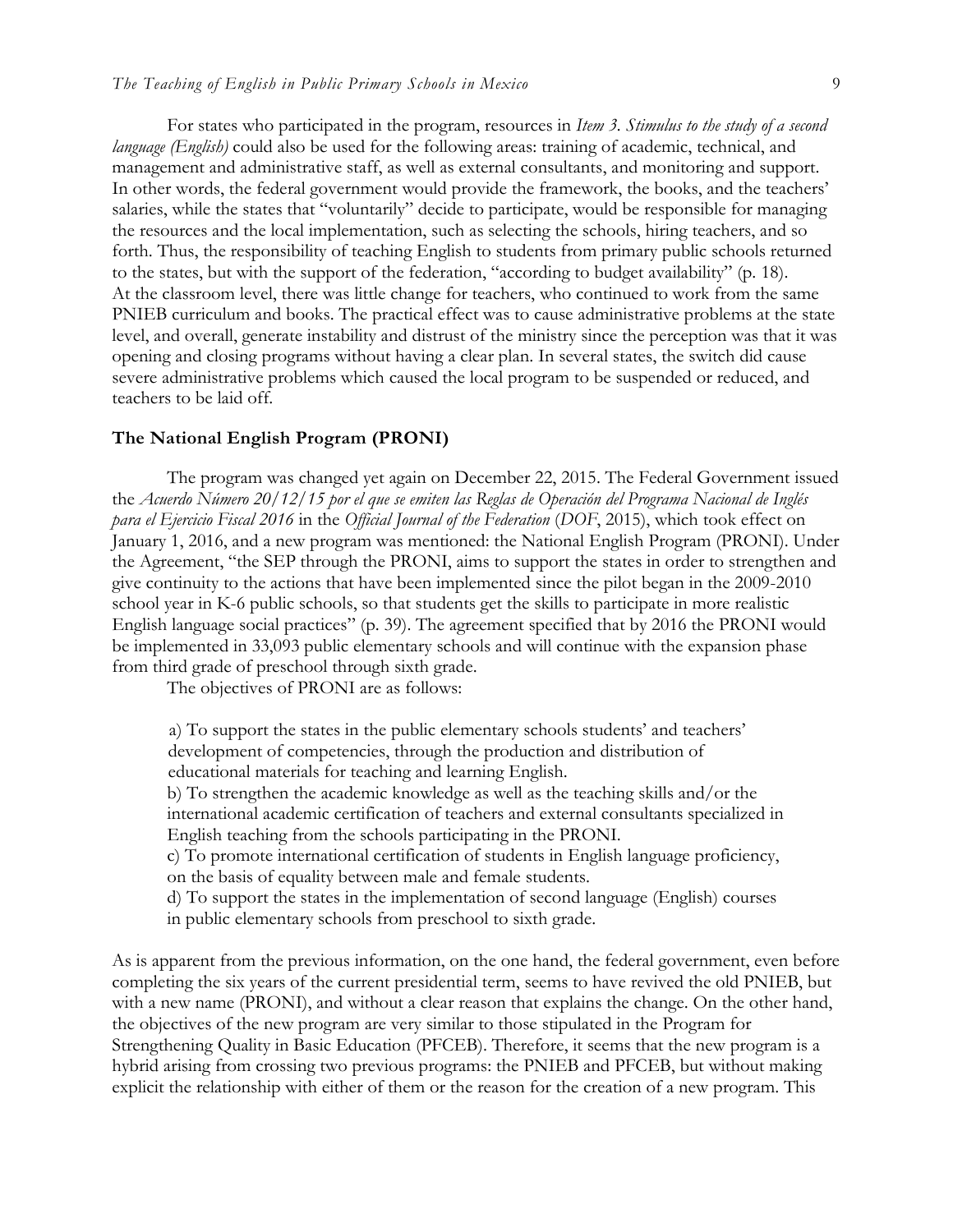For states who participated in the program, resources in *Item 3. Stimulus to the study of a second language (English)* could also be used for the following areas: training of academic, technical, and management and administrative staff, as well as external consultants, and monitoring and support. In other words, the federal government would provide the framework, the books, and the teachers' salaries, while the states that "voluntarily" decide to participate, would be responsible for managing the resources and the local implementation, such as selecting the schools, hiring teachers, and so forth. Thus, the responsibility of teaching English to students from primary public schools returned to the states, but with the support of the federation, "according to budget availability" (p. 18). At the classroom level, there was little change for teachers, who continued to work from the same PNIEB curriculum and books. The practical effect was to cause administrative problems at the state level, and overall, generate instability and distrust of the ministry since the perception was that it was opening and closing programs without having a clear plan. In several states, the switch did cause severe administrative problems which caused the local program to be suspended or reduced, and teachers to be laid off.

### The National English Program (PRONI)

The program was changed yet again on December 22, 2015. The Federal Government issued the *Acuerdo Número 20/12/15 por el que se emiten las Reglas de Operación del Programa Nacional de Inglés para el Ejercicio Fiscal 2016* in the *Official Journal of the Federation* (*DOF*, 2015), which took effect on January 1, 2016, and a new program was mentioned: the National English Program (PRONI). Under the Agreement, "the SEP through the PRONI, aims to support the states in order to strengthen and give continuity to the actions that have been implemented since the pilot began in the 2009-2010 school year in K-6 public schools, so that students get the skills to participate in more realistic English language social practices" (p. 39). The agreement specified that by 2016 the PRONI would be implemented in 33,093 public elementary schools and will continue with the expansion phase from third grade of preschool through sixth grade.

The objectives of PRONI are as follows:

> a) To support the states in the public elementary schools students' and teachers' development of competencies, through the production and distribution of educational materials for teaching and learning English.
> b) To strengthen the academic knowledge as well as the teaching skills and/or the international academic certification of teachers and external consultants specialized in English teaching from the schools participating in the PRONI.
> c) To promote international certification of students in English language proficiency, on the basis of equality between male and female students.
> d) To support the states in the implementation of second language (English) courses in public elementary schools from preschool to sixth grade.

As is apparent from the previous information, on the one hand, the federal government, even before completing the six years of the current presidential term, seems to have revived the old PNIEB, but with a new name (PRONI), and without a clear reason that explains the change. On the other hand, the objectives of the new program are very similar to those stipulated in the Program for Strengthening Quality in Basic Education (PFCEB). Therefore, it seems that the new program is a hybrid arising from crossing two previous programs: the PNIEB and PFCEB, but without making explicit the relationship with either of them or the reason for the creation of a new program. This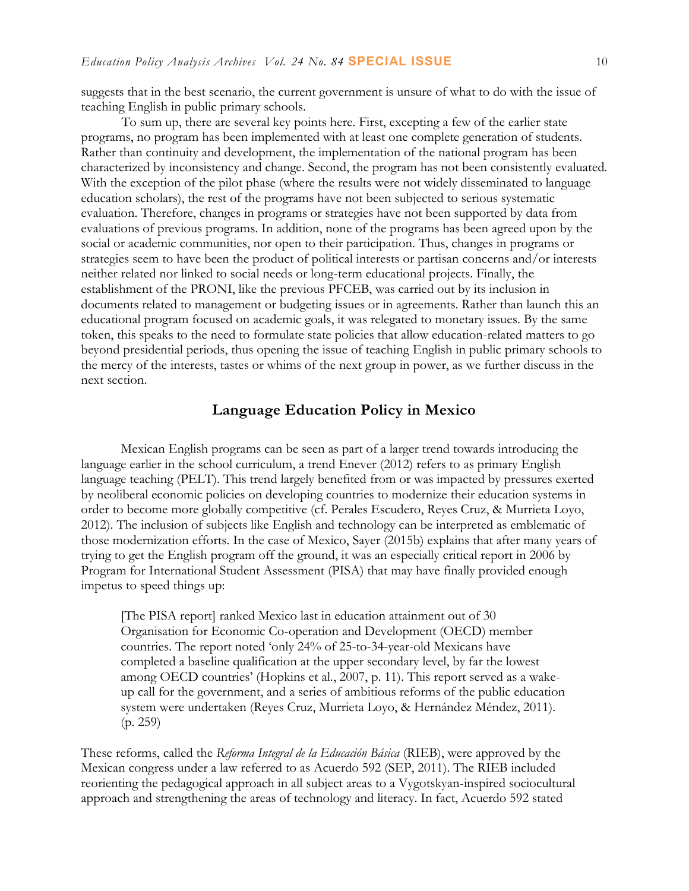suggests that in the best scenario, the current government is unsure of what to do with the issue of teaching English in public primary schools.

To sum up, there are several key points here. First, excepting a few of the earlier state programs, no program has been implemented with at least one complete generation of students. Rather than continuity and development, the implementation of the national program has been characterized by inconsistency and change. Second, the program has not been consistently evaluated. With the exception of the pilot phase (where the results were not widely disseminated to language education scholars), the rest of the programs have not been subjected to serious systematic evaluation. Therefore, changes in programs or strategies have not been supported by data from evaluations of previous programs. In addition, none of the programs has been agreed upon by the social or academic communities, nor open to their participation. Thus, changes in programs or strategies seem to have been the product of political interests or partisan concerns and/or interests neither related nor linked to social needs or long-term educational projects. Finally, the establishment of the PRONI, like the previous PFCEB, was carried out by its inclusion in documents related to management or budgeting issues or in agreements. Rather than launch this an educational program focused on academic goals, it was relegated to monetary issues. By the same token, this speaks to the need to formulate state policies that allow education-related matters to go beyond presidential periods, thus opening the issue of teaching English in public primary schools to the mercy of the interests, tastes or whims of the next group in power, as we further discuss in the next section.

## Language Education Policy in Mexico

Mexican English programs can be seen as part of a larger trend towards introducing the language earlier in the school curriculum, a trend Enever (2012) refers to as primary English language teaching (PELT). This trend largely benefited from or was impacted by pressures exerted by neoliberal economic policies on developing countries to modernize their education systems in order to become more globally competitive (cf. Perales Escudero, Reyes Cruz, & Murrieta Loyo, 2012). The inclusion of subjects like English and technology can be interpreted as emblematic of those modernization efforts. In the case of Mexico, Sayer (2015b) explains that after many years of trying to get the English program off the ground, it was an especially critical report in 2006 by Program for International Student Assessment (PISA) that may have finally provided enough impetus to speed things up:

> [The PISA report] ranked Mexico last in education attainment out of 30 Organisation for Economic Co-operation and Development (OECD) member countries. The report noted 'only 24% of 25-to-34-year-old Mexicans have completed a baseline qualification at the upper secondary level, by far the lowest among OECD countries' (Hopkins et al., 2007, p. 11). This report served as a wake-up call for the government, and a series of ambitious reforms of the public education system were undertaken (Reyes Cruz, Murrieta Loyo, & Hernández Méndez, 2011). (p. 259)

These reforms, called the *Reforma Integral de la Educación Básica* (RIEB), were approved by the Mexican congress under a law referred to as Acuerdo 592 (SEP, 2011). The RIEB included reorienting the pedagogical approach in all subject areas to a Vygotskyan-inspired sociocultural approach and strengthening the areas of technology and literacy. In fact, Acuerdo 592 stated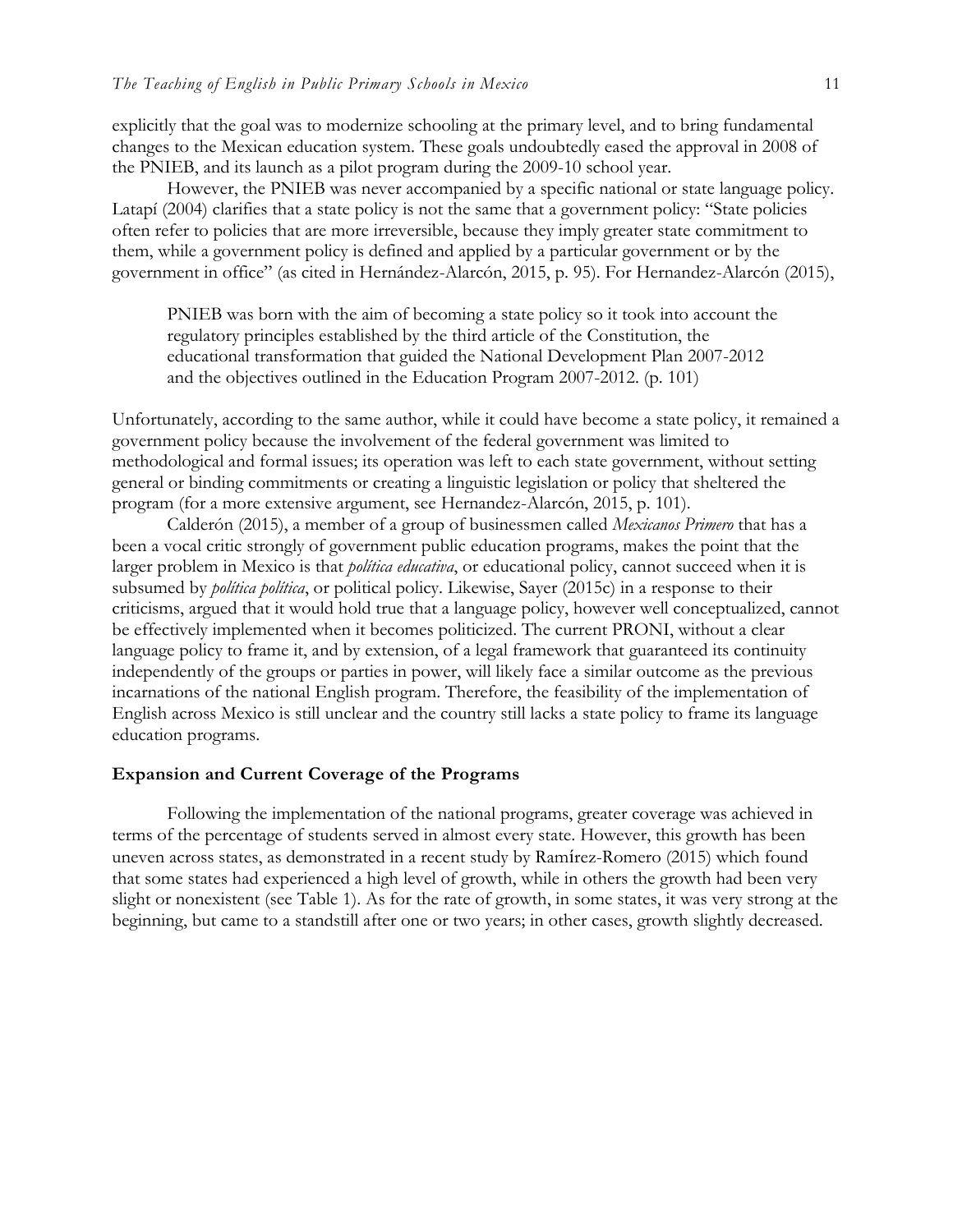explicitly that the goal was to modernize schooling at the primary level, and to bring fundamental changes to the Mexican education system. These goals undoubtedly eased the approval in 2008 of the PNIEB, and its launch as a pilot program during the 2009-10 school year.

However, the PNIEB was never accompanied by a specific national or state language policy. Latapí (2004) clarifies that a state policy is not the same that a government policy: "State policies often refer to policies that are more irreversible, because they imply greater state commitment to them, while a government policy is defined and applied by a particular government or by the government in office" (as cited in Hernández-Alarcón, 2015, p. 95). For Hernandez-Alarcón (2015),

> PNIEB was born with the aim of becoming a state policy so it took into account the regulatory principles established by the third article of the Constitution, the educational transformation that guided the National Development Plan 2007-2012 and the objectives outlined in the Education Program 2007-2012. (p. 101)

Unfortunately, according to the same author, while it could have become a state policy, it remained a government policy because the involvement of the federal government was limited to methodological and formal issues; its operation was left to each state government, without setting general or binding commitments or creating a linguistic legislation or policy that sheltered the program (for a more extensive argument, see Hernandez-Alarcón, 2015, p. 101).

Calderón (2015), a member of a group of businessmen called *Mexicanos Primero* that has a been a vocal critic strongly of government public education programs, makes the point that the larger problem in Mexico is that *política educativa*, or educational policy, cannot succeed when it is subsumed by *política política*, or political policy. Likewise, Sayer (2015c) in a response to their criticisms, argued that it would hold true that a language policy, however well conceptualized, cannot be effectively implemented when it becomes politicized. The current PRONI, without a clear language policy to frame it, and by extension, of a legal framework that guaranteed its continuity independently of the groups or parties in power, will likely face a similar outcome as the previous incarnations of the national English program. Therefore, the feasibility of the implementation of English across Mexico is still unclear and the country still lacks a state policy to frame its language education programs.

## Expansion and Current Coverage of the Programs

Following the implementation of the national programs, greater coverage was achieved in terms of the percentage of students served in almost every state. However, this growth has been uneven across states, as demonstrated in a recent study by Ramírez-Romero (2015) which found that some states had experienced a high level of growth, while in others the growth had been very slight or nonexistent (see Table 1). As for the rate of growth, in some states, it was very strong at the beginning, but came to a standstill after one or two years; in other cases, growth slightly decreased.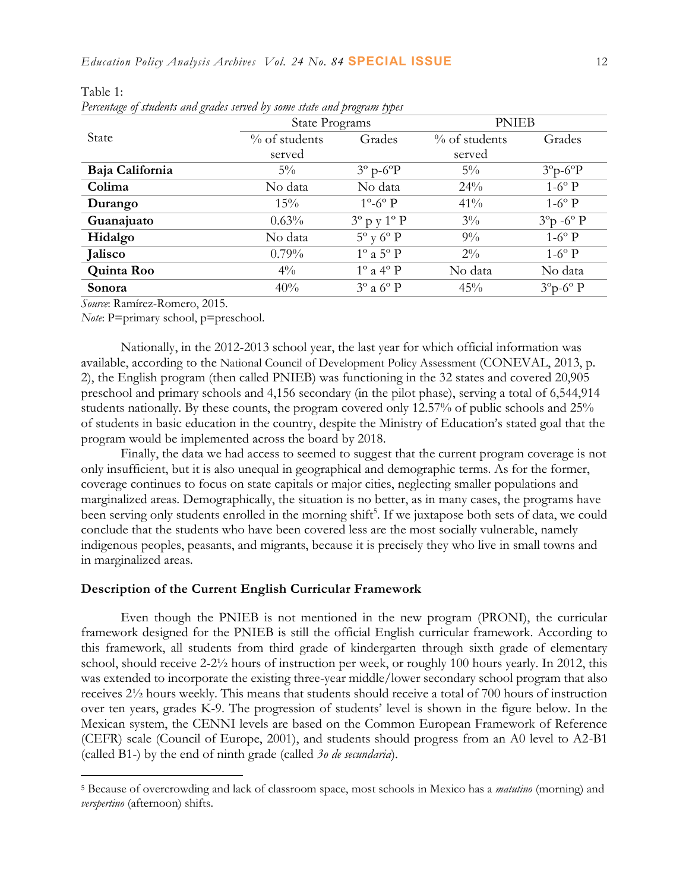Table 1:
*Percentage of students and grades served by some state and program types*

| State | State Programs | | PNIEB | |
|---|---|---|---|---|
| | % of students served | Grades | % of students served | Grades |
| **Baja California** | 5% | 3º p-6ºP | 5% | 3ºp-6ºP |
| **Colima** | No data | No data | 24% | 1-6º P |
| **Durango** | 15% | 1º-6º P | 41% | 1-6º P |
| **Guanajuato** | 0.63% | 3º p y 1º P | 3% | 3ºp -6º P |
| **Hidalgo** | No data | 5º y 6º P | 9% | 1-6º P |
| **Jalisco** | 0.79% | 1º a 5º P | 2% | 1-6º P |
| **Quinta Roo** | 4% | 1º a 4º P | No data | No data |
| **Sonora** | 40% | 3º a 6º P | 45% | 3ºp-6º P |

*Source*: Ramírez-Romero, 2015.
*Note*: P=primary school, p=preschool.

Nationally, in the 2012-2013 school year, the last year for which official information was available, according to the National Council of Development Policy Assessment (CONEVAL, 2013, p. 2), the English program (then called PNIEB) was functioning in the 32 states and covered 20,905 preschool and primary schools and 4,156 secondary (in the pilot phase), serving a total of 6,544,914 students nationally. By these counts, the program covered only 12.57% of public schools and 25% of students in basic education in the country, despite the Ministry of Education's stated goal that the program would be implemented across the board by 2018.

Finally, the data we had access to seemed to suggest that the current program coverage is not only insufficient, but it is also unequal in geographical and demographic terms. As for the former, coverage continues to focus on state capitals or major cities, neglecting smaller populations and marginalized areas. Demographically, the situation is no better, as in many cases, the programs have been serving only students enrolled in the morning shift[5]. If we juxtapose both sets of data, we could conclude that the students who have been covered less are the most socially vulnerable, namely indigenous peoples, peasants, and migrants, because it is precisely they who live in small towns and in marginalized areas.

### Description of the Current English Curricular Framework

Even though the PNIEB is not mentioned in the new program (PRONI), the curricular framework designed for the PNIEB is still the official English curricular framework. According to this framework, all students from third grade of kindergarten through sixth grade of elementary school, should receive 2-2½ hours of instruction per week, or roughly 100 hours yearly. In 2012, this was extended to incorporate the existing three-year middle/lower secondary school program that also receives 2½ hours weekly. This means that students should receive a total of 700 hours of instruction over ten years, grades K-9. The progression of students' level is shown in the figure below. In the Mexican system, the CENNI levels are based on the Common European Framework of Reference (CEFR) scale (Council of Europe, 2001), and students should progress from an A0 level to A2-B1 (called B1-) by the end of ninth grade (called *3o de secundaria*).

[5] Because of overcrowding and lack of classroom space, most schools in Mexico has a *matutino* (morning) and *verspertino* (afternoon) shifts.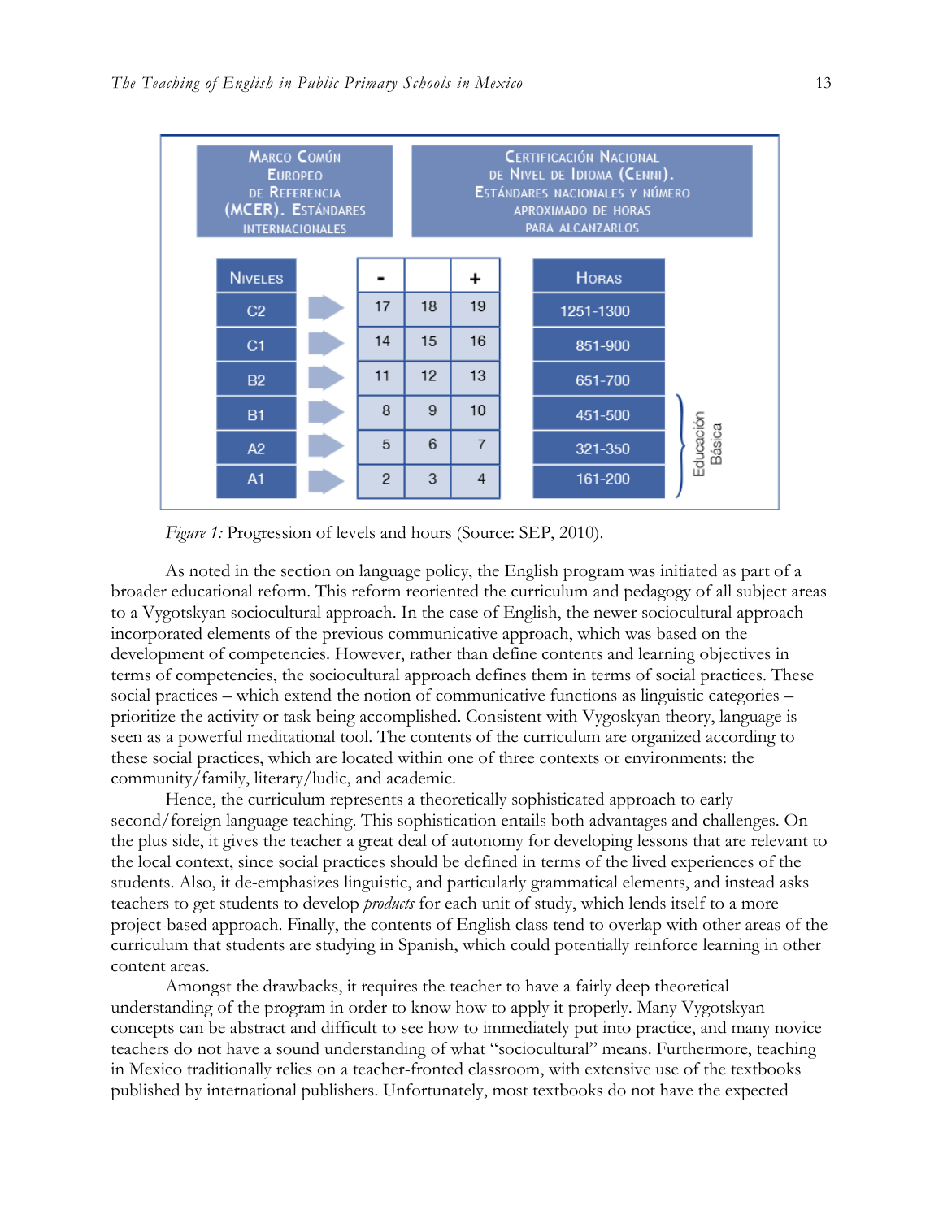| Marco Común Europeo de Referencia (MCER). Estándares internacionales | Certificación Nacional de Nivel de Idioma (CENNI). Estándares nacionales y número aproximado de horas para alcanzarlos | | | | |
|---|---|---|---|---|---|
| Niveles | - | | + | Horas | |
| C2 | 17 | 18 | 19 | 1251-1300 | |
| C1 | 14 | 15 | 16 | 851-900 | |
| B2 | 11 | 12 | 13 | 651-700 | |
| B1 | 8 | 9 | 10 | 451-500 | Educación Básica |
| A2 | 5 | 6 | 7 | 321-350 | Educación Básica |
| A1 | 2 | 3 | 4 | 161-200 | Educación Básica |

*Figure 1:* Progression of levels and hours (Source: SEP, 2010).

As noted in the section on language policy, the English program was initiated as part of a broader educational reform. This reform reoriented the curriculum and pedagogy of all subject areas to a Vygotskyan sociocultural approach. In the case of English, the newer sociocultural approach incorporated elements of the previous communicative approach, which was based on the development of competencies. However, rather than define contents and learning objectives in terms of competencies, the sociocultural approach defines them in terms of social practices. These social practices – which extend the notion of communicative functions as linguistic categories – prioritize the activity or task being accomplished. Consistent with Vygoskyan theory, language is seen as a powerful meditational tool. The contents of the curriculum are organized according to these social practices, which are located within one of three contexts or environments: the community/family, literary/ludic, and academic.

Hence, the curriculum represents a theoretically sophisticated approach to early second/foreign language teaching. This sophistication entails both advantages and challenges. On the plus side, it gives the teacher a great deal of autonomy for developing lessons that are relevant to the local context, since social practices should be defined in terms of the lived experiences of the students. Also, it de-emphasizes linguistic, and particularly grammatical elements, and instead asks teachers to get students to develop *products* for each unit of study, which lends itself to a more project-based approach. Finally, the contents of English class tend to overlap with other areas of the curriculum that students are studying in Spanish, which could potentially reinforce learning in other content areas.

Amongst the drawbacks, it requires the teacher to have a fairly deep theoretical understanding of the program in order to know how to apply it properly. Many Vygotskyan concepts can be abstract and difficult to see how to immediately put into practice, and many novice teachers do not have a sound understanding of what "sociocultural" means. Furthermore, teaching in Mexico traditionally relies on a teacher-fronted classroom, with extensive use of the textbooks published by international publishers. Unfortunately, most textbooks do not have the expected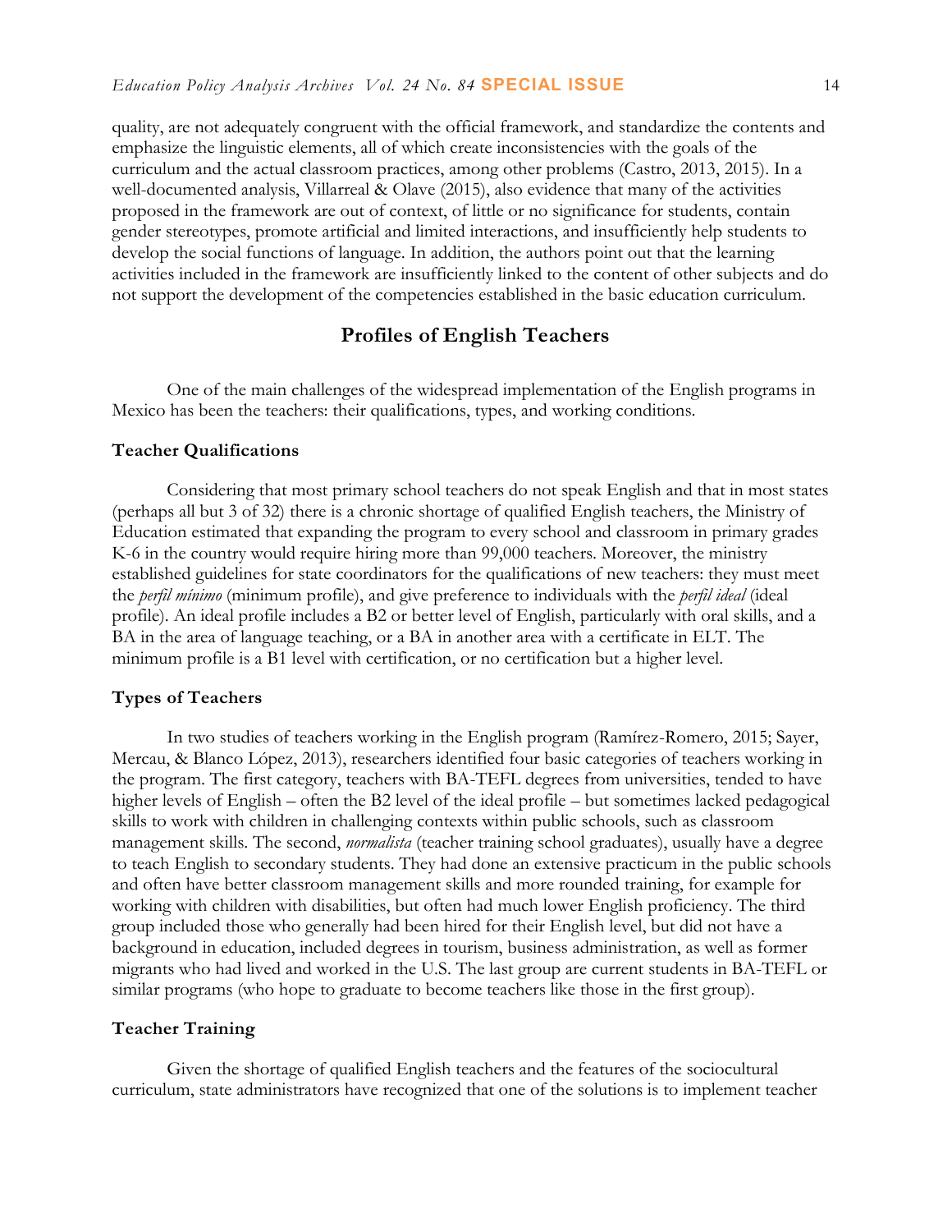quality, are not adequately congruent with the official framework, and standardize the contents and emphasize the linguistic elements, all of which create inconsistencies with the goals of the curriculum and the actual classroom practices, among other problems (Castro, 2013, 2015). In a well-documented analysis, Villarreal & Olave (2015), also evidence that many of the activities proposed in the framework are out of context, of little or no significance for students, contain gender stereotypes, promote artificial and limited interactions, and insufficiently help students to develop the social functions of language. In addition, the authors point out that the learning activities included in the framework are insufficiently linked to the content of other subjects and do not support the development of the competencies established in the basic education curriculum.

## Profiles of English Teachers

One of the main challenges of the widespread implementation of the English programs in Mexico has been the teachers: their qualifications, types, and working conditions.

### Teacher Qualifications

Considering that most primary school teachers do not speak English and that in most states (perhaps all but 3 of 32) there is a chronic shortage of qualified English teachers, the Ministry of Education estimated that expanding the program to every school and classroom in primary grades K-6 in the country would require hiring more than 99,000 teachers. Moreover, the ministry established guidelines for state coordinators for the qualifications of new teachers: they must meet the *perfil mínimo* (minimum profile), and give preference to individuals with the *perfil ideal* (ideal profile). An ideal profile includes a B2 or better level of English, particularly with oral skills, and a BA in the area of language teaching, or a BA in another area with a certificate in ELT. The minimum profile is a B1 level with certification, or no certification but a higher level.

### Types of Teachers

In two studies of teachers working in the English program (Ramírez-Romero, 2015; Sayer, Mercau, & Blanco López, 2013), researchers identified four basic categories of teachers working in the program. The first category, teachers with BA-TEFL degrees from universities, tended to have higher levels of English – often the B2 level of the ideal profile – but sometimes lacked pedagogical skills to work with children in challenging contexts within public schools, such as classroom management skills. The second, *normalista* (teacher training school graduates), usually have a degree to teach English to secondary students. They had done an extensive practicum in the public schools and often have better classroom management skills and more rounded training, for example for working with children with disabilities, but often had much lower English proficiency. The third group included those who generally had been hired for their English level, but did not have a background in education, included degrees in tourism, business administration, as well as former migrants who had lived and worked in the U.S. The last group are current students in BA-TEFL or similar programs (who hope to graduate to become teachers like those in the first group).

### Teacher Training

Given the shortage of qualified English teachers and the features of the sociocultural curriculum, state administrators have recognized that one of the solutions is to implement teacher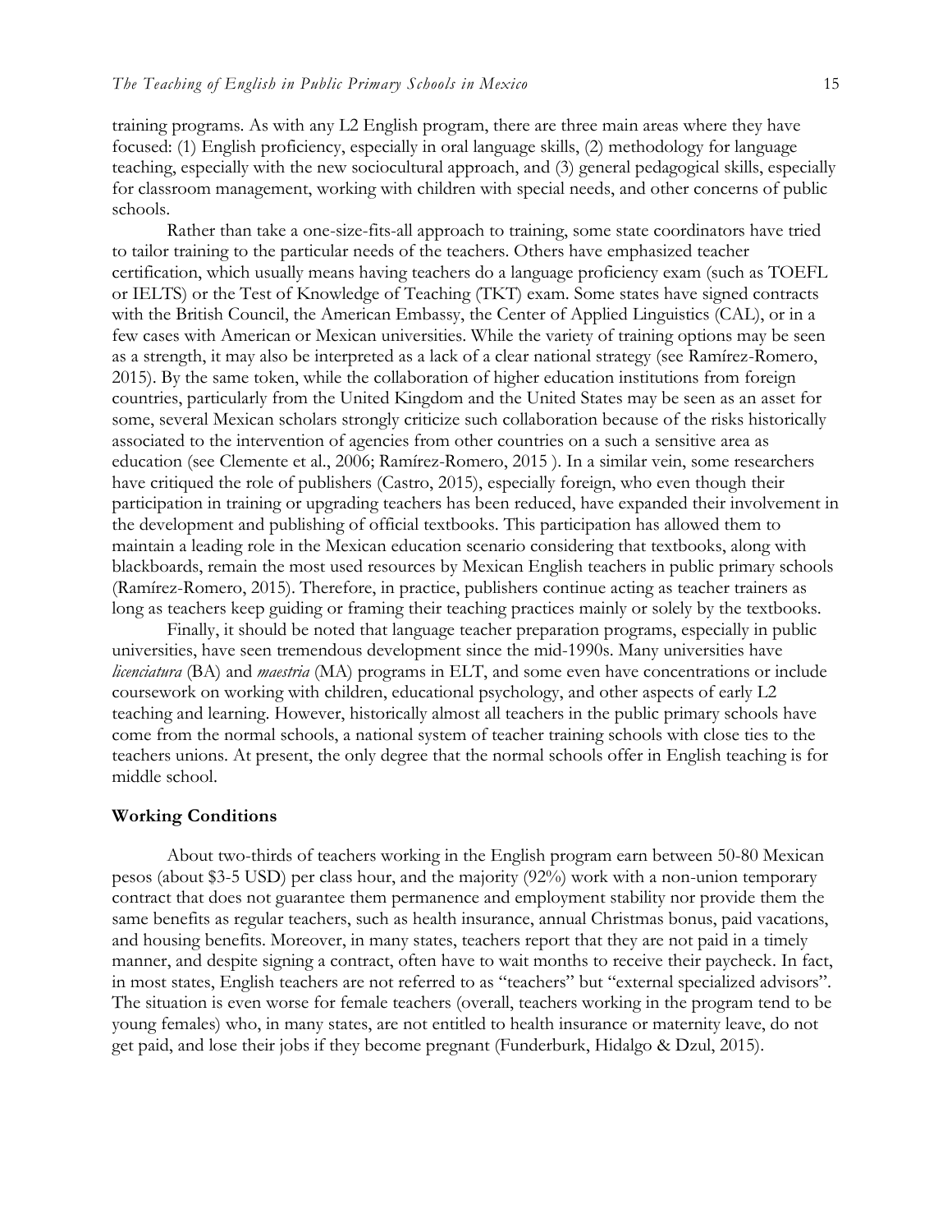training programs. As with any L2 English program, there are three main areas where they have focused: (1) English proficiency, especially in oral language skills, (2) methodology for language teaching, especially with the new sociocultural approach, and (3) general pedagogical skills, especially for classroom management, working with children with special needs, and other concerns of public schools.

Rather than take a one-size-fits-all approach to training, some state coordinators have tried to tailor training to the particular needs of the teachers. Others have emphasized teacher certification, which usually means having teachers do a language proficiency exam (such as TOEFL or IELTS) or the Test of Knowledge of Teaching (TKT) exam. Some states have signed contracts with the British Council, the American Embassy, the Center of Applied Linguistics (CAL), or in a few cases with American or Mexican universities. While the variety of training options may be seen as a strength, it may also be interpreted as a lack of a clear national strategy (see Ramírez-Romero, 2015). By the same token, while the collaboration of higher education institutions from foreign countries, particularly from the United Kingdom and the United States may be seen as an asset for some, several Mexican scholars strongly criticize such collaboration because of the risks historically associated to the intervention of agencies from other countries on a such a sensitive area as education (see Clemente et al., 2006; Ramírez-Romero, 2015 ). In a similar vein, some researchers have critiqued the role of publishers (Castro, 2015), especially foreign, who even though their participation in training or upgrading teachers has been reduced, have expanded their involvement in the development and publishing of official textbooks. This participation has allowed them to maintain a leading role in the Mexican education scenario considering that textbooks, along with blackboards, remain the most used resources by Mexican English teachers in public primary schools (Ramírez-Romero, 2015). Therefore, in practice, publishers continue acting as teacher trainers as long as teachers keep guiding or framing their teaching practices mainly or solely by the textbooks.

Finally, it should be noted that language teacher preparation programs, especially in public universities, have seen tremendous development since the mid-1990s. Many universities have *licenciatura* (BA) and *maestria* (MA) programs in ELT, and some even have concentrations or include coursework on working with children, educational psychology, and other aspects of early L2 teaching and learning. However, historically almost all teachers in the public primary schools have come from the normal schools, a national system of teacher training schools with close ties to the teachers unions. At present, the only degree that the normal schools offer in English teaching is for middle school.

## Working Conditions

About two-thirds of teachers working in the English program earn between 50-80 Mexican pesos (about $3-5 USD) per class hour, and the majority (92%) work with a non-union temporary contract that does not guarantee them permanence and employment stability nor provide them the same benefits as regular teachers, such as health insurance, annual Christmas bonus, paid vacations, and housing benefits. Moreover, in many states, teachers report that they are not paid in a timely manner, and despite signing a contract, often have to wait months to receive their paycheck. In fact, in most states, English teachers are not referred to as "teachers" but "external specialized advisors". The situation is even worse for female teachers (overall, teachers working in the program tend to be young females) who, in many states, are not entitled to health insurance or maternity leave, do not get paid, and lose their jobs if they become pregnant (Funderburk, Hidalgo & Dzul, 2015).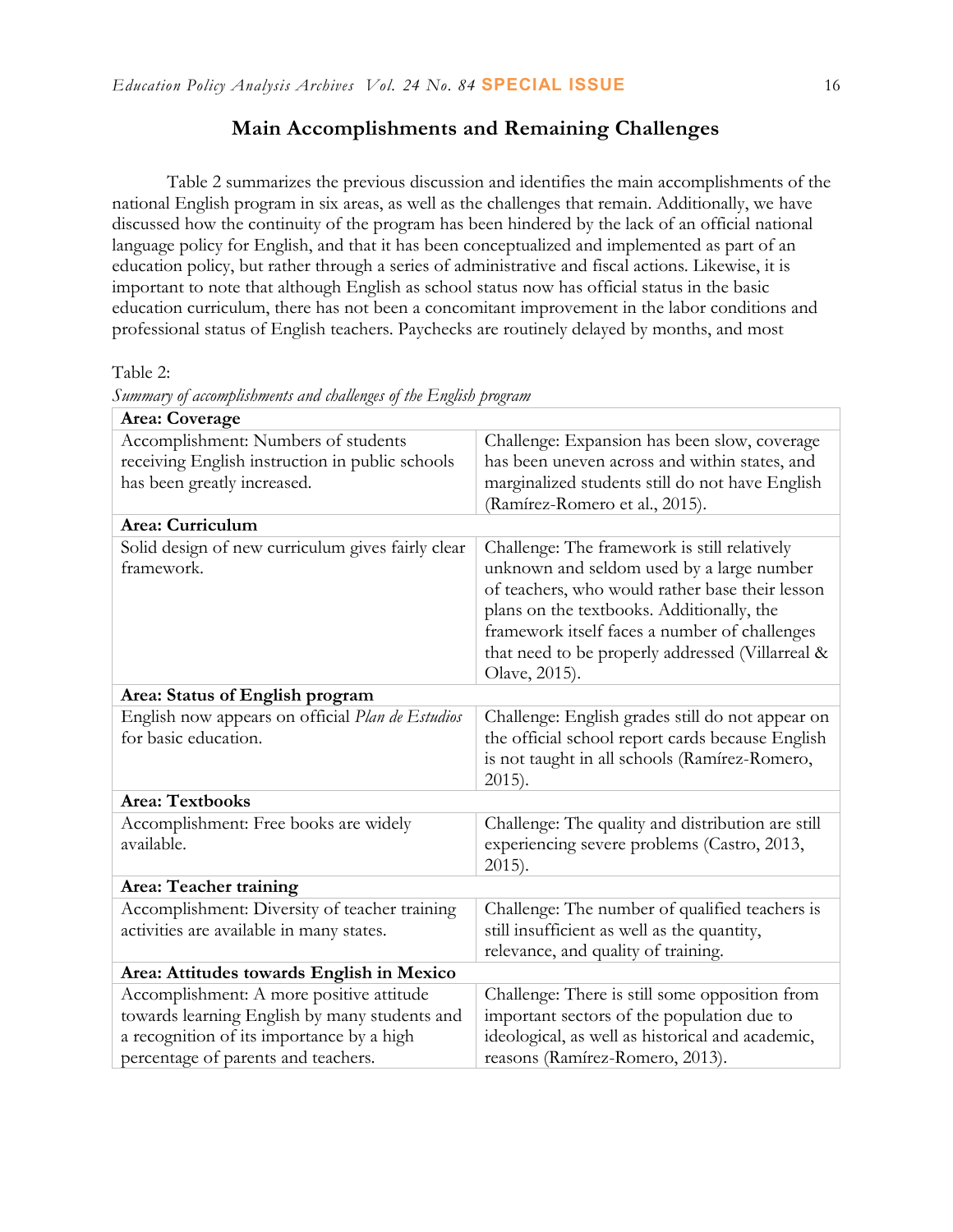## Main Accomplishments and Remaining Challenges

Table 2 summarizes the previous discussion and identifies the main accomplishments of the national English program in six areas, as well as the challenges that remain. Additionally, we have discussed how the continuity of the program has been hindered by the lack of an official national language policy for English, and that it has been conceptualized and implemented as part of an education policy, but rather through a series of administrative and fiscal actions. Likewise, it is important to note that although English as school status now has official status in the basic education curriculum, there has not been a concomitant improvement in the labor conditions and professional status of English teachers. Paychecks are routinely delayed by months, and most

Table 2:
*Summary of accomplishments and challenges of the English program*

| | |
|---|---|
| **Area: Coverage** | |
| Accomplishment: Numbers of students receiving English instruction in public schools has been greatly increased. | Challenge: Expansion has been slow, coverage has been uneven across and within states, and marginalized students still do not have English (Ramírez-Romero et al., 2015). |
| **Area: Curriculum** | |
| Solid design of new curriculum gives fairly clear framework. | Challenge: The framework is still relatively unknown and seldom used by a large number of teachers, who would rather base their lesson plans on the textbooks. Additionally, the framework itself faces a number of challenges that need to be properly addressed (Villarreal & Olave, 2015). |
| **Area: Status of English program** | |
| English now appears on official *Plan de Estudios* for basic education. | Challenge: English grades still do not appear on the official school report cards because English is not taught in all schools (Ramírez-Romero, 2015). |
| **Area: Textbooks** | |
| Accomplishment: Free books are widely available. | Challenge: The quality and distribution are still experiencing severe problems (Castro, 2013, 2015). |
| **Area: Teacher training** | |
| Accomplishment: Diversity of teacher training activities are available in many states. | Challenge: The number of qualified teachers is still insufficient as well as the quantity, relevance, and quality of training. |
| **Area: Attitudes towards English in Mexico** | |
| Accomplishment: A more positive attitude towards learning English by many students and a recognition of its importance by a high percentage of parents and teachers. | Challenge: There is still some opposition from important sectors of the population due to ideological, as well as historical and academic, reasons (Ramírez-Romero, 2013). |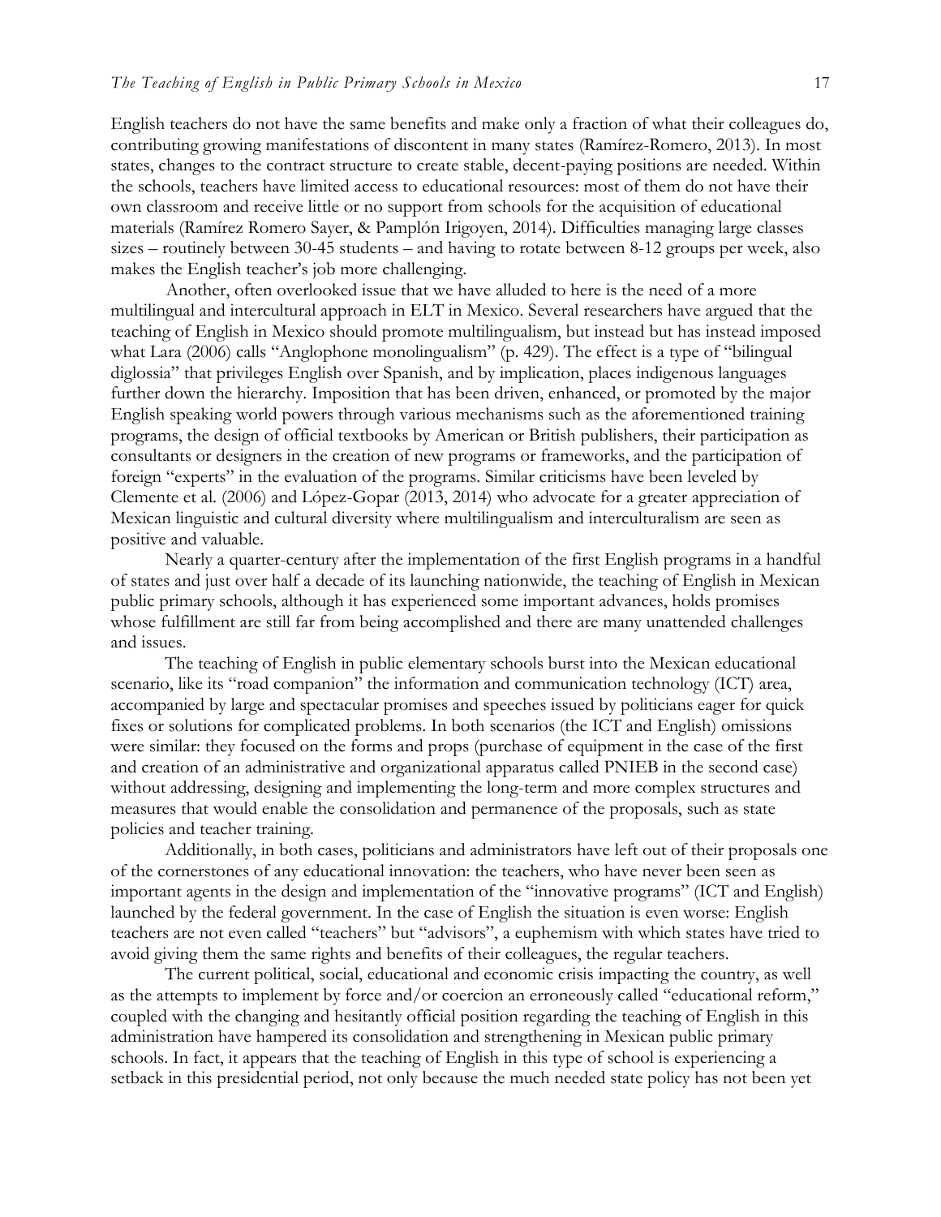English teachers do not have the same benefits and make only a fraction of what their colleagues do, contributing growing manifestations of discontent in many states (Ramírez-Romero, 2013). In most states, changes to the contract structure to create stable, decent-paying positions are needed. Within the schools, teachers have limited access to educational resources: most of them do not have their own classroom and receive little or no support from schools for the acquisition of educational materials (Ramírez Romero Sayer, & Pamplón Irigoyen, 2014). Difficulties managing large classes sizes – routinely between 30-45 students – and having to rotate between 8-12 groups per week, also makes the English teacher's job more challenging.

Another, often overlooked issue that we have alluded to here is the need of a more multilingual and intercultural approach in ELT in Mexico. Several researchers have argued that the teaching of English in Mexico should promote multilingualism, but instead but has instead imposed what Lara (2006) calls "Anglophone monolingualism" (p. 429). The effect is a type of "bilingual diglossia" that privileges English over Spanish, and by implication, places indigenous languages further down the hierarchy. Imposition that has been driven, enhanced, or promoted by the major English speaking world powers through various mechanisms such as the aforementioned training programs, the design of official textbooks by American or British publishers, their participation as consultants or designers in the creation of new programs or frameworks, and the participation of foreign "experts" in the evaluation of the programs. Similar criticisms have been leveled by Clemente et al. (2006) and López-Gopar (2013, 2014) who advocate for a greater appreciation of Mexican linguistic and cultural diversity where multilingualism and interculturalism are seen as positive and valuable.

Nearly a quarter-century after the implementation of the first English programs in a handful of states and just over half a decade of its launching nationwide, the teaching of English in Mexican public primary schools, although it has experienced some important advances, holds promises whose fulfillment are still far from being accomplished and there are many unattended challenges and issues.

The teaching of English in public elementary schools burst into the Mexican educational scenario, like its "road companion" the information and communication technology (ICT) area, accompanied by large and spectacular promises and speeches issued by politicians eager for quick fixes or solutions for complicated problems. In both scenarios (the ICT and English) omissions were similar: they focused on the forms and props (purchase of equipment in the case of the first and creation of an administrative and organizational apparatus called PNIEB in the second case) without addressing, designing and implementing the long-term and more complex structures and measures that would enable the consolidation and permanence of the proposals, such as state policies and teacher training.

Additionally, in both cases, politicians and administrators have left out of their proposals one of the cornerstones of any educational innovation: the teachers, who have never been seen as important agents in the design and implementation of the "innovative programs" (ICT and English) launched by the federal government. In the case of English the situation is even worse: English teachers are not even called "teachers" but "advisors", a euphemism with which states have tried to avoid giving them the same rights and benefits of their colleagues, the regular teachers.

The current political, social, educational and economic crisis impacting the country, as well as the attempts to implement by force and/or coercion an erroneously called "educational reform," coupled with the changing and hesitantly official position regarding the teaching of English in this administration have hampered its consolidation and strengthening in Mexican public primary schools. In fact, it appears that the teaching of English in this type of school is experiencing a setback in this presidential period, not only because the much needed state policy has not been yet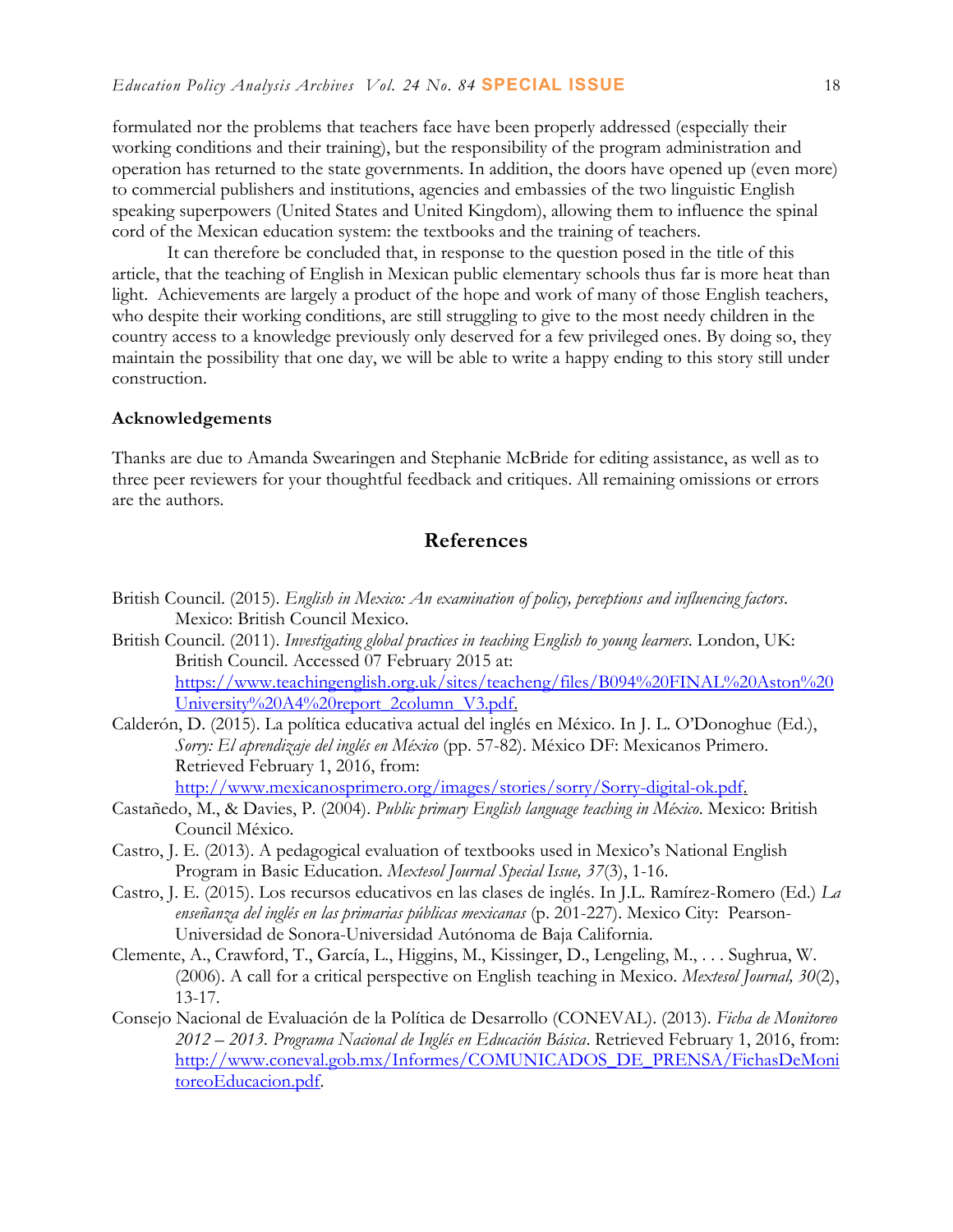formulated nor the problems that teachers face have been properly addressed (especially their working conditions and their training), but the responsibility of the program administration and operation has returned to the state governments. In addition, the doors have opened up (even more) to commercial publishers and institutions, agencies and embassies of the two linguistic English speaking superpowers (United States and United Kingdom), allowing them to influence the spinal cord of the Mexican education system: the textbooks and the training of teachers.

It can therefore be concluded that, in response to the question posed in the title of this article, that the teaching of English in Mexican public elementary schools thus far is more heat than light. Achievements are largely a product of the hope and work of many of those English teachers, who despite their working conditions, are still struggling to give to the most needy children in the country access to a knowledge previously only deserved for a few privileged ones. By doing so, they maintain the possibility that one day, we will be able to write a happy ending to this story still under construction.

### Acknowledgements

Thanks are due to Amanda Swearingen and Stephanie McBride for editing assistance, as well as to three peer reviewers for your thoughtful feedback and critiques. All remaining omissions or errors are the authors.

## References

British Council. (2015). *English in Mexico: An examination of policy, perceptions and influencing factors*. Mexico: British Council Mexico.

British Council. (2011). *Investigating global practices in teaching English to young learners*. London, UK: British Council. Accessed 07 February 2015 at: https://www.teachingenglish.org.uk/sites/teacheng/files/B094%20FINAL%20Aston%20University%20A4%20report_2column_V3.pdf.

Calderón, D. (2015). La política educativa actual del inglés en México. In J. L. O'Donoghue (Ed.), *Sorry: El aprendizaje del inglés en México* (pp. 57-82). México DF: Mexicanos Primero. Retrieved February 1, 2016, from: http://www.mexicanosprimero.org/images/stories/sorry/Sorry-digital-ok.pdf.

Castañedo, M., & Davies, P. (2004). *Public primary English language teaching in México*. Mexico: British Council México.

Castro, J. E. (2013). A pedagogical evaluation of textbooks used in Mexico's National English Program in Basic Education. *Mextesol Journal Special Issue, 37*(3), 1-16.

Castro, J. E. (2015). Los recursos educativos en las clases de inglés. In J.L. Ramírez-Romero (Ed.) *La enseñanza del inglés en las primarias públicas mexicanas* (p. 201-227). Mexico City: Pearson-Universidad de Sonora-Universidad Autónoma de Baja California.

Clemente, A., Crawford, T., García, L., Higgins, M., Kissinger, D., Lengeling, M., . . . Sughrua, W. (2006). A call for a critical perspective on English teaching in Mexico. *Mextesol Journal, 30*(2), 13-17.

Consejo Nacional de Evaluación de la Política de Desarrollo (CONEVAL). (2013). *Ficha de Monitoreo 2012 – 2013. Programa Nacional de Inglés en Educación Básica*. Retrieved February 1, 2016, from: http://www.coneval.gob.mx/Informes/COMUNICADOS_DE_PRENSA/FichasDeMonitoreoEducacion.pdf.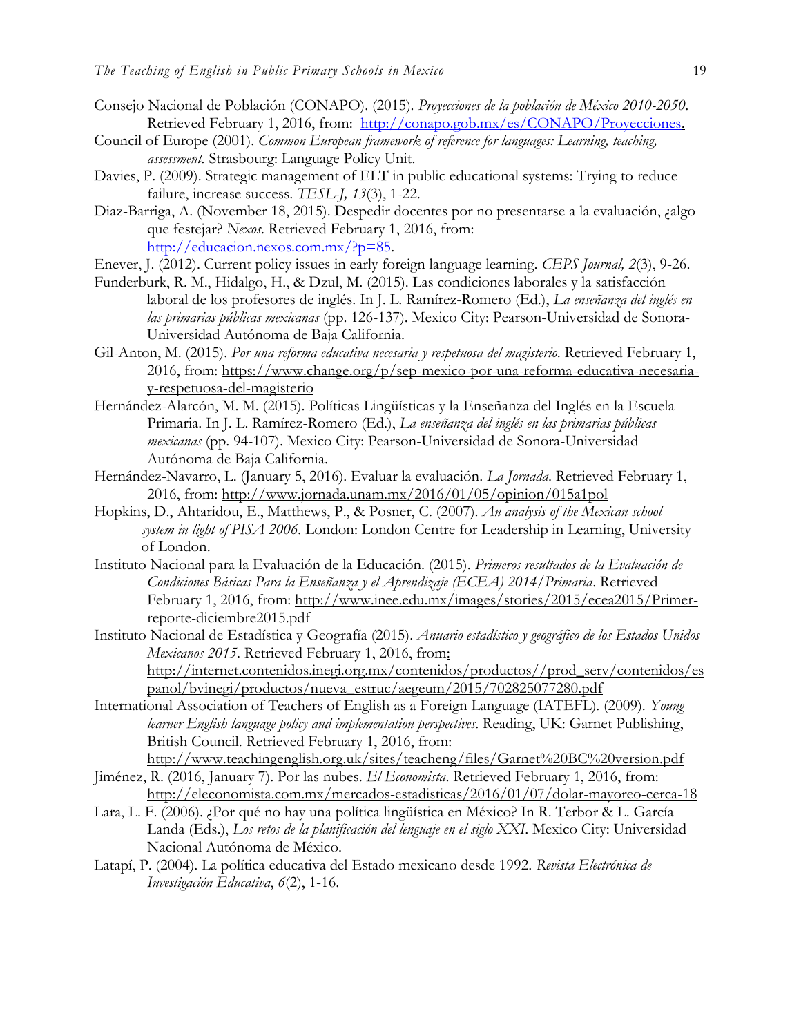Consejo Nacional de Población (CONAPO). (2015). *Proyecciones de la población de México 2010-2050*. Retrieved February 1, 2016, from: http://conapo.gob.mx/es/CONAPO/Proyecciones.

Council of Europe (2001). *Common European framework of reference for languages: Learning, teaching, assessment*. Strasbourg: Language Policy Unit.

Davies, P. (2009). Strategic management of ELT in public educational systems: Trying to reduce failure, increase success. *TESL-J, 13*(3), 1-22.

Diaz-Barriga, A. (November 18, 2015). Despedir docentes por no presentarse a la evaluación, ¿algo que festejar? *Nexos*. Retrieved February 1, 2016, from: http://educacion.nexos.com.mx/?p=85.

Enever, J. (2012). Current policy issues in early foreign language learning. *CEPS Journal, 2*(3), 9-26.

Funderburk, R. M., Hidalgo, H., & Dzul, M. (2015). Las condiciones laborales y la satisfacción laboral de los profesores de inglés. In J. L. Ramírez-Romero (Ed.), *La enseñanza del inglés en las primarias públicas mexicanas* (pp. 126-137). Mexico City: Pearson-Universidad de Sonora-Universidad Autónoma de Baja California.

Gil-Anton, M. (2015). *Por una reforma educativa necesaria y respetuosa del magisterio*. Retrieved February 1, 2016, from: https://www.change.org/p/sep-mexico-por-una-reforma-educativa-necesaria-y-respetuosa-del-magisterio

Hernández-Alarcón, M. M. (2015). Políticas Lingüísticas y la Enseñanza del Inglés en la Escuela Primaria. In J. L. Ramírez-Romero (Ed.), *La enseñanza del inglés en las primarias públicas mexicanas* (pp. 94-107). Mexico City: Pearson-Universidad de Sonora-Universidad Autónoma de Baja California.

Hernández-Navarro, L. (January 5, 2016). Evaluar la evaluación. *La Jornada*. Retrieved February 1, 2016, from: http://www.jornada.unam.mx/2016/01/05/opinion/015a1pol

Hopkins, D., Ahtaridou, E., Matthews, P., & Posner, C. (2007). *An analysis of the Mexican school system in light of PISA 2006*. London: London Centre for Leadership in Learning, University of London.

Instituto Nacional para la Evaluación de la Educación. (2015). *Primeros resultados de la Evaluación de Condiciones Básicas Para la Enseñanza y el Aprendizaje (ECEA) 2014/Primaria*. Retrieved February 1, 2016, from: http://www.inee.edu.mx/images/stories/2015/ecea2015/Primer-reporte-diciembre2015.pdf

Instituto Nacional de Estadística y Geografía (2015). *Anuario estadístico y geográfico de los Estados Unidos Mexicanos 2015*. Retrieved February 1, 2016, from: http://internet.contenidos.inegi.org.mx/contenidos/productos//prod_serv/contenidos/espanol/bvinegi/productos/nueva_estruc/aegeum/2015/702825077280.pdf

International Association of Teachers of English as a Foreign Language (IATEFL). (2009). *Young learner English language policy and implementation perspectives*. Reading, UK: Garnet Publishing, British Council. Retrieved February 1, 2016, from: http://www.teachingenglish.org.uk/sites/teacheng/files/Garnet%20BC%20version.pdf

Jiménez, R. (2016, January 7). Por las nubes. *El Economista*. Retrieved February 1, 2016, from: http://eleconomista.com.mx/mercados-estadisticas/2016/01/07/dolar-mayoreo-cerca-18

Lara, L. F. (2006). ¿Por qué no hay una política lingüística en México? In R. Terbor & L. García Landa (Eds.), *Los retos de la planificación del lenguaje en el siglo XXI*. Mexico City: Universidad Nacional Autónoma de México.

Latapí, P. (2004). La política educativa del Estado mexicano desde 1992. *Revista Electrónica de Investigación Educativa*, *6*(2), 1-16.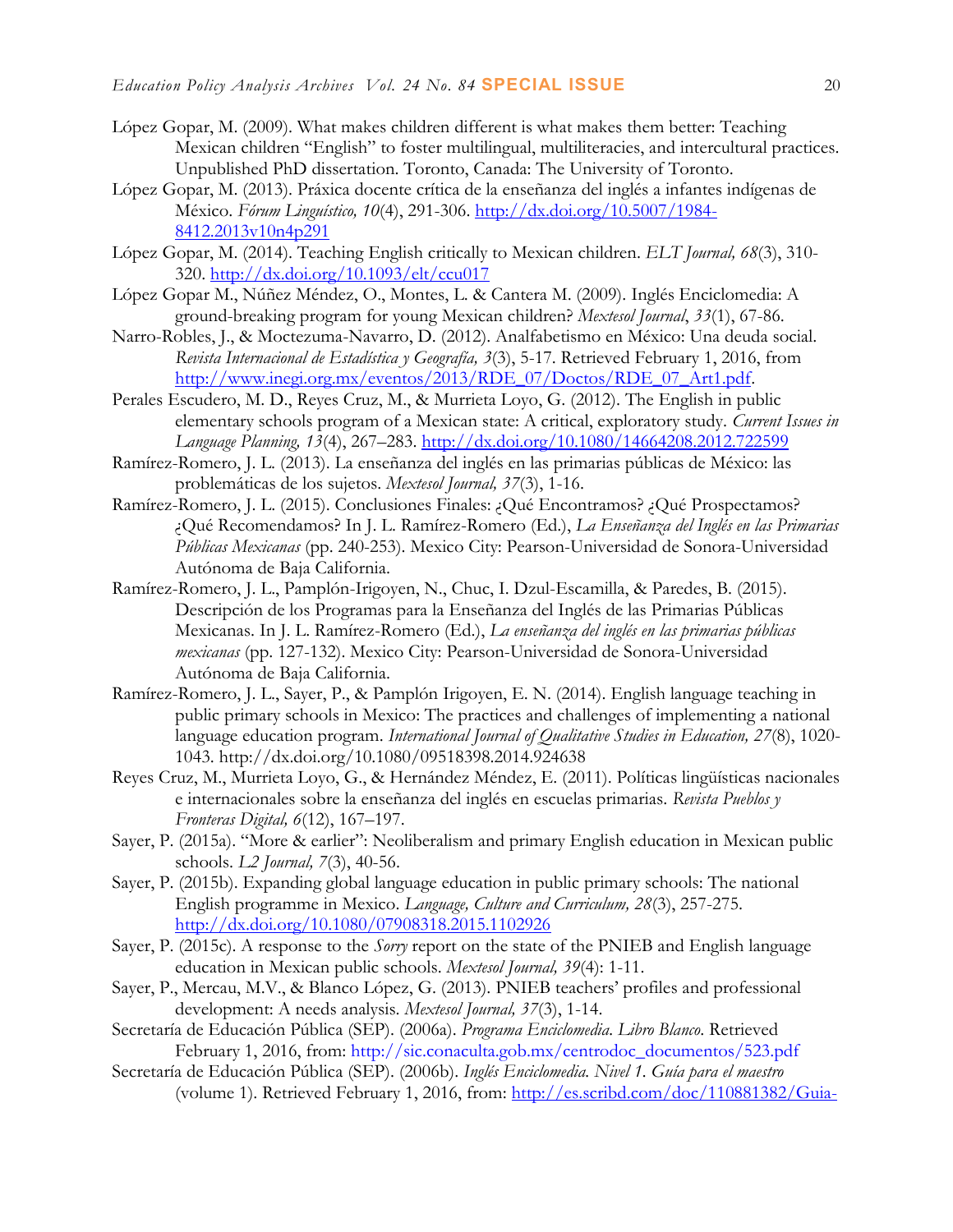López Gopar, M. (2009). What makes children different is what makes them better: Teaching Mexican children "English" to foster multilingual, multiliteracies, and intercultural practices. Unpublished PhD dissertation. Toronto, Canada: The University of Toronto.

López Gopar, M. (2013). Práxica docente crítica de la enseñanza del inglés a infantes indígenas de México. *Fórum Linguístico, 10*(4), 291-306. http://dx.doi.org/10.5007/1984-8412.2013v10n4p291

López Gopar, M. (2014). Teaching English critically to Mexican children. *ELT Journal, 68*(3), 310-320. http://dx.doi.org/10.1093/elt/ccu017

López Gopar M., Núñez Méndez, O., Montes, L. & Cantera M. (2009). Inglés Enciclomedia: A ground-breaking program for young Mexican children? *Mextesol Journal*, *33*(1), 67-86.

Narro-Robles, J., & Moctezuma-Navarro, D. (2012). Analfabetismo en México: Una deuda social. *Revista Internacional de Estadística y Geografía, 3*(3), 5-17. Retrieved February 1, 2016, from http://www.inegi.org.mx/eventos/2013/RDE_07/Doctos/RDE_07_Art1.pdf.

Perales Escudero, M. D., Reyes Cruz, M., & Murrieta Loyo, G. (2012). The English in public elementary schools program of a Mexican state: A critical, exploratory study. *Current Issues in Language Planning, 13*(4), 267–283. http://dx.doi.org/10.1080/14664208.2012.722599

Ramírez-Romero, J. L. (2013). La enseñanza del inglés en las primarias públicas de México: las problemáticas de los sujetos. *Mextesol Journal, 37*(3), 1-16.

Ramírez-Romero, J. L. (2015). Conclusiones Finales: ¿Qué Encontramos? ¿Qué Prospectamos? ¿Qué Recomendamos? In J. L. Ramírez-Romero (Ed.), *La Enseñanza del Inglés en las Primarias Públicas Mexicanas* (pp. 240-253). Mexico City: Pearson-Universidad de Sonora-Universidad Autónoma de Baja California.

Ramírez-Romero, J. L., Pamplón-Irigoyen, N., Chuc, I. Dzul-Escamilla, & Paredes, B. (2015). Descripción de los Programas para la Enseñanza del Inglés de las Primarias Públicas Mexicanas. In J. L. Ramírez-Romero (Ed.), *La enseñanza del inglés en las primarias públicas mexicanas* (pp. 127-132). Mexico City: Pearson-Universidad de Sonora-Universidad Autónoma de Baja California.

Ramírez-Romero, J. L., Sayer, P., & Pamplón Irigoyen, E. N. (2014). English language teaching in public primary schools in Mexico: The practices and challenges of implementing a national language education program. *International Journal of Qualitative Studies in Education, 27*(8), 1020-1043. http://dx.doi.org/10.1080/09518398.2014.924638

Reyes Cruz, M., Murrieta Loyo, G., & Hernández Méndez, E. (2011). Políticas lingüísticas nacionales e internacionales sobre la enseñanza del inglés en escuelas primarias. *Revista Pueblos y Fronteras Digital, 6*(12), 167–197.

Sayer, P. (2015a). "More & earlier": Neoliberalism and primary English education in Mexican public schools. *L2 Journal, 7*(3), 40-56.

Sayer, P. (2015b). Expanding global language education in public primary schools: The national English programme in Mexico. *Language, Culture and Curriculum, 28*(3), 257-275. http://dx.doi.org/10.1080/07908318.2015.1102926

Sayer, P. (2015c). A response to the *Sorry* report on the state of the PNIEB and English language education in Mexican public schools. *Mextesol Journal, 39*(4): 1-11.

Sayer, P., Mercau, M.V., & Blanco López, G. (2013). PNIEB teachers' profiles and professional development: A needs analysis. *Mextesol Journal, 37*(3), 1-14.

Secretaría de Educación Pública (SEP). (2006a). *Programa Enciclomedia. Libro Blanco.* Retrieved February 1, 2016, from: http://sic.conaculta.gob.mx/centrodoc_documentos/523.pdf

Secretaría de Educación Pública (SEP). (2006b). *Inglés Enciclomedia. Nivel 1. Guía para el maestro* (volume 1). Retrieved February 1, 2016, from: http://es.scribd.com/doc/110881382/Guia-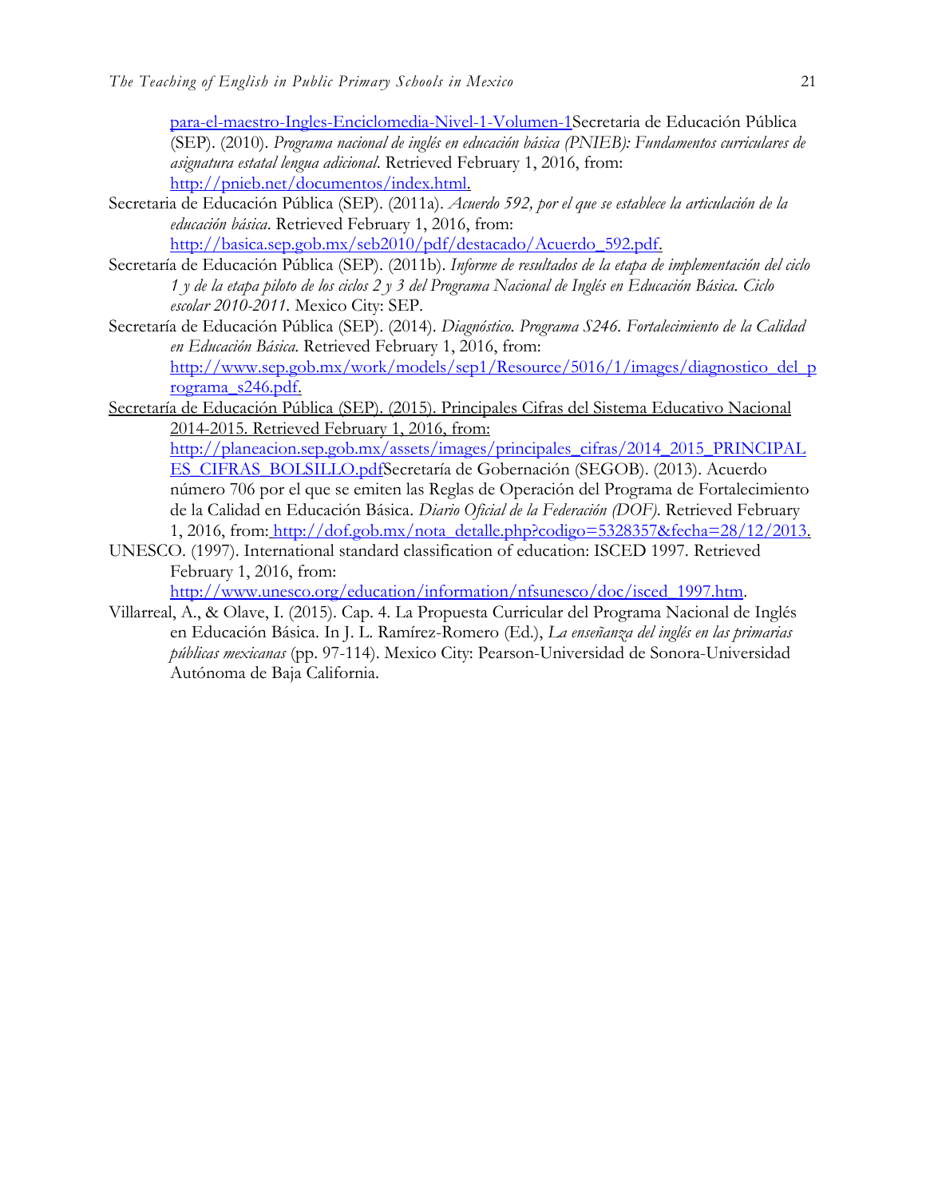para-el-maestro-Ingles-Enciclomedia-Nivel-1-Volumen-1Secretaria de Educación Pública (SEP). (2010). *Programa nacional de inglés en educación básica (PNIEB): Fundamentos curriculares de asignatura estatal lengua adicional*. Retrieved February 1, 2016, from: http://pnieb.net/documentos/index.html.

Secretaria de Educación Pública (SEP). (2011a). *Acuerdo 592, por el que se establece la articulación de la educación básica*. Retrieved February 1, 2016, from: http://basica.sep.gob.mx/seb2010/pdf/destacado/Acuerdo_592.pdf.

Secretaría de Educación Pública (SEP). (2011b). *Informe de resultados de la etapa de implementación del ciclo 1 y de la etapa piloto de los ciclos 2 y 3 del Programa Nacional de Inglés en Educación Básica. Ciclo escolar 2010-2011*. Mexico City: SEP.

Secretaría de Educación Pública (SEP). (2014). *Diagnóstico. Programa S246. Fortalecimiento de la Calidad en Educación Básica.* Retrieved February 1, 2016, from: http://www.sep.gob.mx/work/models/sep1/Resource/5016/1/images/diagnostico_del_programa_s246.pdf.

Secretaría de Educación Pública (SEP). (2015). Principales Cifras del Sistema Educativo Nacional 2014-2015. Retrieved February 1, 2016, from: http://planeacion.sep.gob.mx/assets/images/principales_cifras/2014_2015_PRINCIPALES_CIFRAS_BOLSILLO.pdfSecretaría de Gobernación (SEGOB). (2013). Acuerdo número 706 por el que se emiten las Reglas de Operación del Programa de Fortalecimiento de la Calidad en Educación Básica. *Diario Oficial de la Federación (DOF).* Retrieved February 1, 2016, from: http://dof.gob.mx/nota_detalle.php?codigo=5328357&fecha=28/12/2013.

UNESCO. (1997). International standard classification of education: ISCED 1997. Retrieved February 1, 2016, from: http://www.unesco.org/education/information/nfsunesco/doc/isced_1997.htm.

Villarreal, A., & Olave, I. (2015). Cap. 4. La Propuesta Curricular del Programa Nacional de Inglés en Educación Básica. In J. L. Ramírez-Romero (Ed.), *La enseñanza del inglés en las primarias públicas mexicanas* (pp. 97-114). Mexico City: Pearson-Universidad de Sonora-Universidad Autónoma de Baja California.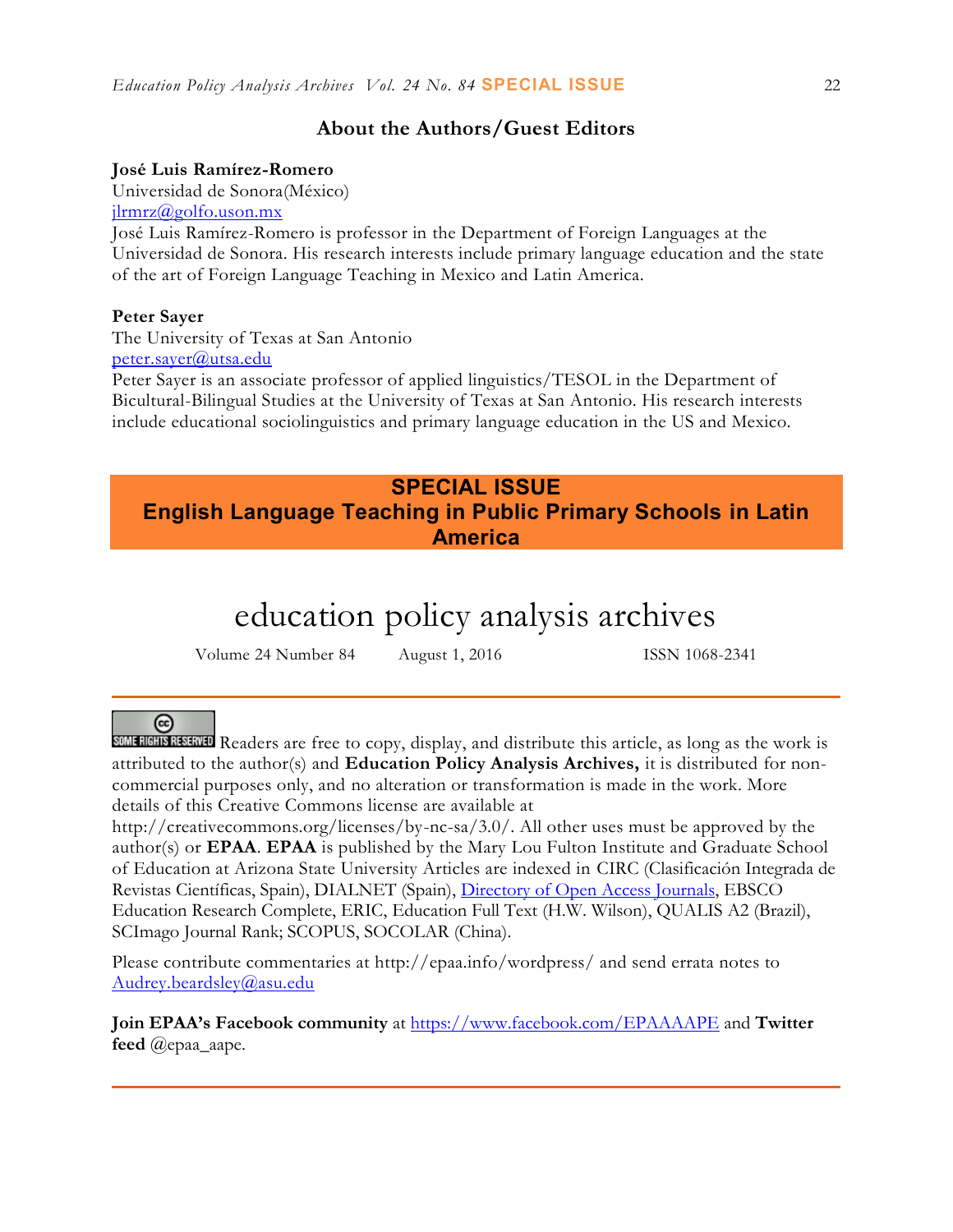## About the Authors/Guest Editors

**José Luis Ramírez-Romero**
Universidad de Sonora(México)
jlrmrz@golfo.uson.mx
José Luis Ramírez-Romero is professor in the Department of Foreign Languages at the Universidad de Sonora. His research interests include primary language education and the state of the art of Foreign Language Teaching in Mexico and Latin America.

**Peter Sayer**
The University of Texas at San Antonio
peter.sayer@utsa.edu
Peter Sayer is an associate professor of applied linguistics/TESOL in the Department of Bicultural-Bilingual Studies at the University of Texas at San Antonio. His research interests include educational sociolinguistics and primary language education in the US and Mexico.

## SPECIAL ISSUE
## English Language Teaching in Public Primary Schools in Latin America

# education policy analysis archives

Volume 24 Number 84 August 1, 2016 ISSN 1068-2341

SOME RIGHTS RESERVED Readers are free to copy, display, and distribute this article, as long as the work is attributed to the author(s) and **Education Policy Analysis Archives,** it is distributed for non-commercial purposes only, and no alteration or transformation is made in the work. More details of this Creative Commons license are available at http://creativecommons.org/licenses/by-nc-sa/3.0/. All other uses must be approved by the author(s) or **EPAA**. **EPAA** is published by the Mary Lou Fulton Institute and Graduate School of Education at Arizona State University Articles are indexed in CIRC (Clasificación Integrada de Revistas Científicas, Spain), DIALNET (Spain), Directory of Open Access Journals, EBSCO Education Research Complete, ERIC, Education Full Text (H.W. Wilson), QUALIS A2 (Brazil), SCImago Journal Rank; SCOPUS, SOCOLAR (China).

Please contribute commentaries at http://epaa.info/wordpress/ and send errata notes to Audrey.beardsley@asu.edu

**Join EPAA's Facebook community** at https://www.facebook.com/EPAAAAPE and **Twitter feed** @epaa_aape.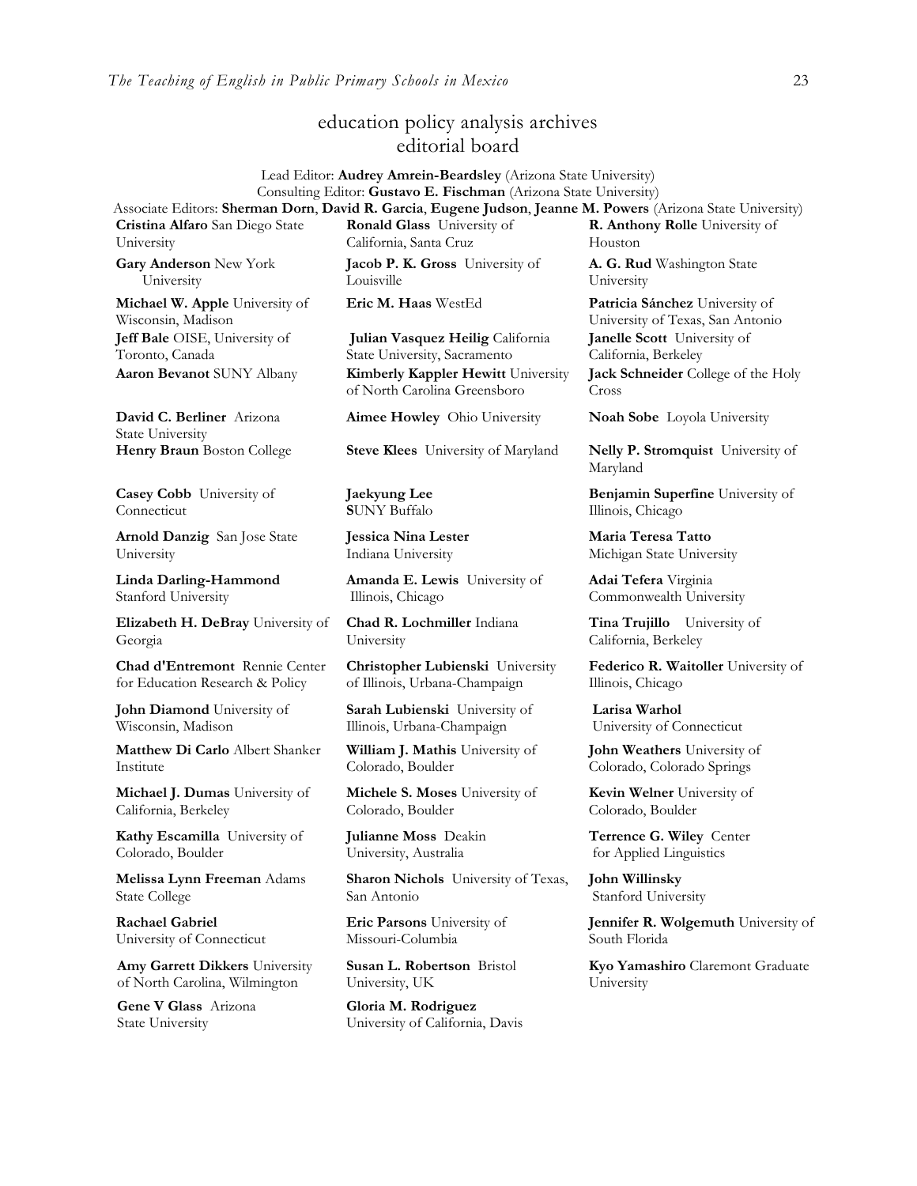# education policy analysis archives
## editorial board

Lead Editor: **Audrey Amrein-Beardsley** (Arizona State University)
Consulting Editor: **Gustavo E. Fischman** (Arizona State University)
Associate Editors: **Sherman Dorn**, **David R. Garcia**, **Eugene Judson**, **Jeanne M. Powers** (Arizona State University)

**Cristina Alfaro** San Diego State University

**Gary Anderson** New York University

**Michael W. Apple** University of Wisconsin, Madison

**Jeff Bale** OISE, University of Toronto, Canada

**Aaron Bevanot** SUNY Albany

**David C. Berliner** Arizona State University

**Henry Braun** Boston College

**Casey Cobb** University of Connecticut

**Arnold Danzig** San Jose State University

**Linda Darling-Hammond** Stanford University

**Elizabeth H. DeBray** University of Georgia

**Chad d'Entremont** Rennie Center for Education Research & Policy

**John Diamond** University of Wisconsin, Madison

**Matthew Di Carlo** Albert Shanker Institute

**Michael J. Dumas** University of California, Berkeley

**Kathy Escamilla** University of Colorado, Boulder

**Melissa Lynn Freeman** Adams State College

**Rachael Gabriel** University of Connecticut

**Amy Garrett Dikkers** University of North Carolina, Wilmington

**Gene V Glass** Arizona State University

**Ronald Glass** University of California, Santa Cruz

**Jacob P. K. Gross** University of Louisville

**Eric M. Haas** WestEd

**Julian Vasquez Heilig** California State University, Sacramento

**Kimberly Kappler Hewitt** University of North Carolina Greensboro

**Aimee Howley** Ohio University

**Steve Klees** University of Maryland

**Jaekyung Lee** SUNY Buffalo

**Jessica Nina Lester** Indiana University

**Amanda E. Lewis** University of Illinois, Chicago

**Chad R. Lochmiller** Indiana University

**Christopher Lubienski** University of Illinois, Urbana-Champaign

**Sarah Lubienski** University of Illinois, Urbana-Champaign

**William J. Mathis** University of Colorado, Boulder

**Michele S. Moses** University of Colorado, Boulder

**Julianne Moss** Deakin University, Australia

**Sharon Nichols** University of Texas, San Antonio

**Eric Parsons** University of Missouri-Columbia

**Susan L. Robertson** Bristol University, UK

**Gloria M. Rodriguez** University of California, Davis

**R. Anthony Rolle** University of Houston

**A. G. Rud** Washington State University

**Patricia Sánchez** University of University of Texas, San Antonio

**Janelle Scott** University of California, Berkeley

**Jack Schneider** College of the Holy Cross

**Noah Sobe** Loyola University

**Nelly P. Stromquist** University of Maryland

**Benjamin Superfine** University of Illinois, Chicago

**Maria Teresa Tatto** Michigan State University

**Adai Tefera** Virginia Commonwealth University

**Tina Trujillo** University of California, Berkeley

**Federico R. Waitoller** University of Illinois, Chicago

**Larisa Warhol** University of Connecticut

**John Weathers** University of Colorado, Colorado Springs

**Kevin Welner** University of Colorado, Boulder

**Terrence G. Wiley** Center for Applied Linguistics

**John Willinsky** Stanford University

**Jennifer R. Wolgemuth** University of South Florida

**Kyo Yamashiro** Claremont Graduate University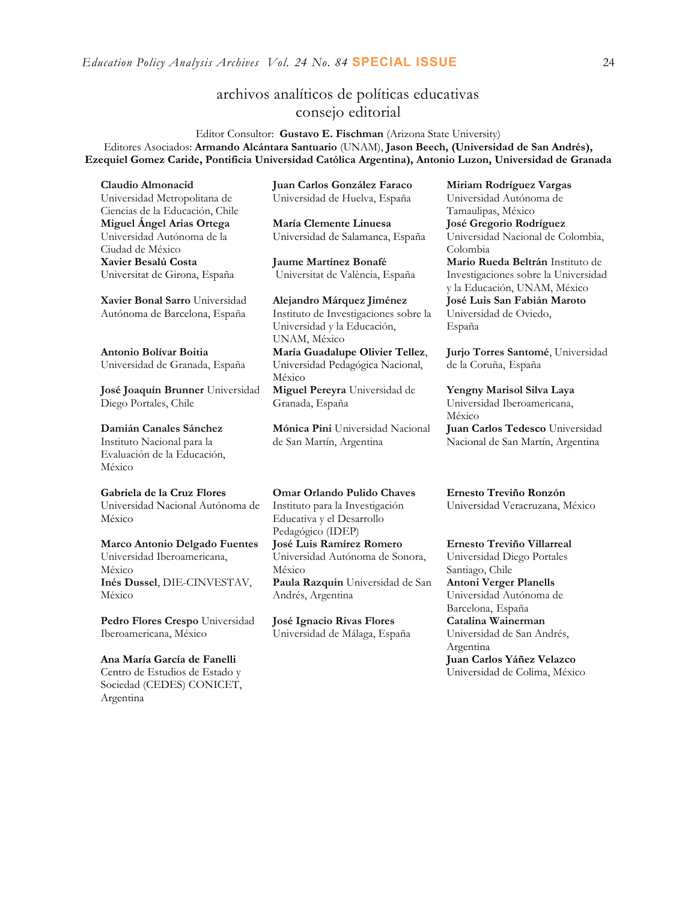## archivos analíticos de políticas educativas
## consejo editorial

Editor Consultor: **Gustavo E. Fischman** (Arizona State University)
Editores Asociados: **Armando Alcántara Santuario** (UNAM), **Jason Beech, (Universidad de San Andrés), Ezequiel Gomez Caride, Pontificia Universidad Católica Argentina), Antonio Luzon, Universidad de Granada**

**Claudio Almonacid**
Universidad Metropolitana de Ciencias de la Educación, Chile

**Miguel Ángel Arias Ortega**
Universidad Autónoma de la Ciudad de México

**Xavier Besalú Costa**
Universitat de Girona, España

**Xavier Bonal Sarro** Universidad Autónoma de Barcelona, España

**Antonio Bolívar Boitia**
Universidad de Granada, España

**José Joaquín Brunner** Universidad Diego Portales, Chile

**Damián Canales Sánchez**
Instituto Nacional para la Evaluación de la Educación, México

**Gabriela de la Cruz Flores**
Universidad Nacional Autónoma de México

**Marco Antonio Delgado Fuentes**
Universidad Iberoamericana, México

**Inés Dussel**, DIE-CINVESTAV, México

**Pedro Flores Crespo** Universidad Iberoamericana, México

**Ana María García de Fanelli**
Centro de Estudios de Estado y Sociedad (CEDES) CONICET, Argentina

**Juan Carlos González Faraco**
Universidad de Huelva, España

**María Clemente Linuesa**
Universidad de Salamanca, España

**Jaume Martínez Bonafé**
Universitat de València, España

**Alejandro Márquez Jiménez**
Instituto de Investigaciones sobre la Universidad y la Educación, UNAM, México

**María Guadalupe Olivier Tellez**, Universidad Pedagógica Nacional, México

**Miguel Pereyra** Universidad de Granada, España

**Mónica Pini** Universidad Nacional de San Martín, Argentina

**Omar Orlando Pulido Chaves**
Instituto para la Investigación Educativa y el Desarrollo Pedagógico (IDEP)

**José Luis Ramírez Romero**
Universidad Autónoma de Sonora, México

**Paula Razquin** Universidad de San Andrés, Argentina

**José Ignacio Rivas Flores**
Universidad de Málaga, España

**Miriam Rodríguez Vargas**
Universidad Autónoma de Tamaulipas, México

**José Gregorio Rodríguez**
Universidad Nacional de Colombia, Colombia

**Mario Rueda Beltrán** Instituto de Investigaciones sobre la Universidad y la Educación, UNAM, México

**José Luis San Fabián Maroto**
Universidad de Oviedo, España

**Jurjo Torres Santomé**, Universidad de la Coruña, España

**Yengny Marisol Silva Laya**
Universidad Iberoamericana, México

**Juan Carlos Tedesco** Universidad Nacional de San Martín, Argentina

**Ernesto Treviño Ronzón**
Universidad Veracruzana, México

**Ernesto Treviño Villarreal**
Universidad Diego Portales Santiago, Chile

**Antoni Verger Planells**
Universidad Autónoma de Barcelona, España

**Catalina Wainerman**
Universidad de San Andrés, Argentina

**Juan Carlos Yáñez Velazco**
Universidad de Colima, México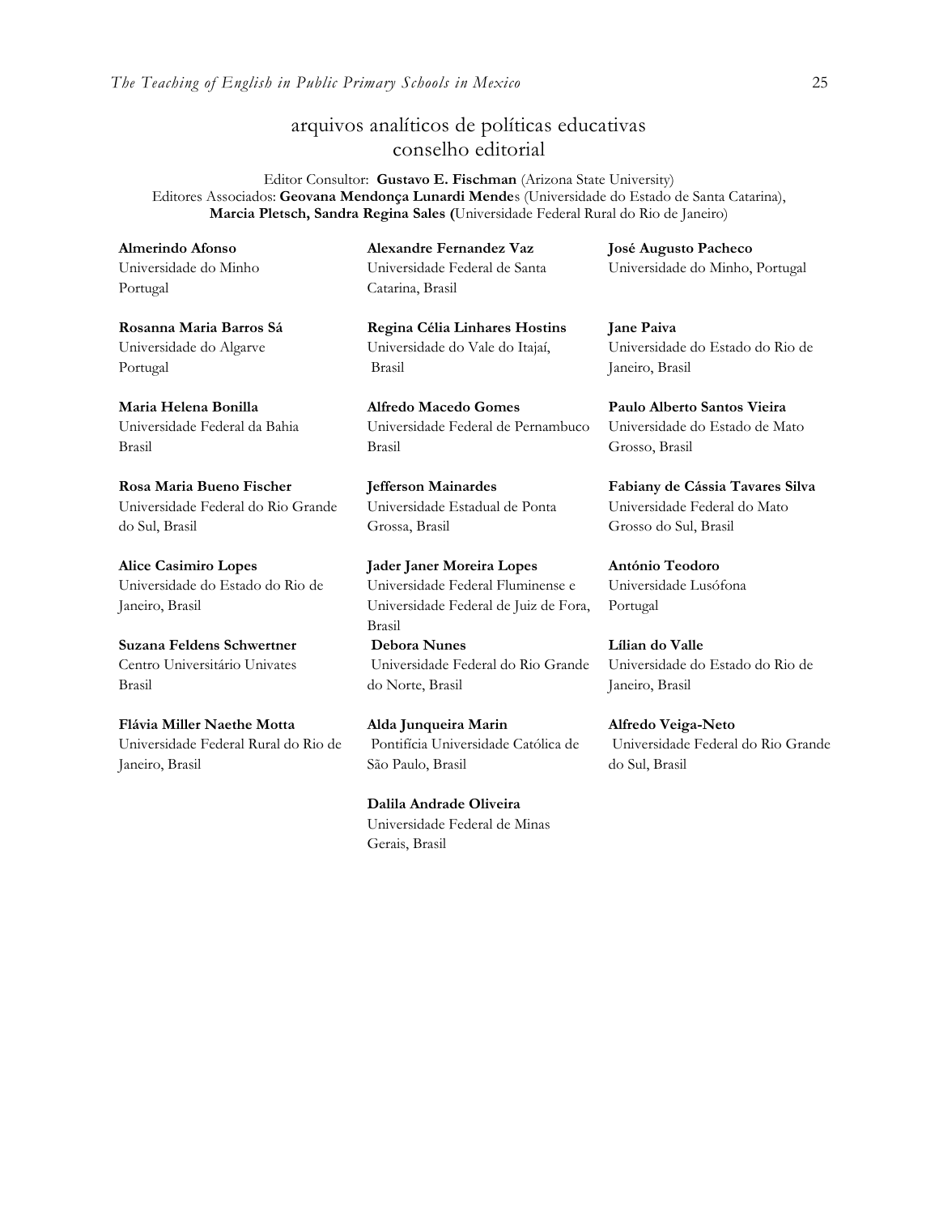# arquivos analíticos de políticas educativas
# conselho editorial

Editor Consultor: **Gustavo E. Fischman** (Arizona State University)
Editores Associados: **Geovana Mendonça Lunardi Mende**s (Universidade do Estado de Santa Catarina), **Marcia Pletsch, Sandra Regina Sales (**Universidade Federal Rural do Rio de Janeiro)

**Almerindo Afonso**
Universidade do Minho
Portugal

**Rosanna Maria Barros Sá**
Universidade do Algarve
Portugal

**Maria Helena Bonilla**
Universidade Federal da Bahia
Brasil

**Rosa Maria Bueno Fischer**
Universidade Federal do Rio Grande do Sul, Brasil

**Alice Casimiro Lopes**
Universidade do Estado do Rio de Janeiro, Brasil

**Suzana Feldens Schwertner**
Centro Universitário Univates
Brasil

**Flávia Miller Naethe Motta**
Universidade Federal Rural do Rio de Janeiro, Brasil

**Alexandre Fernandez Vaz**
Universidade Federal de Santa Catarina, Brasil

**Regina Célia Linhares Hostins**
Universidade do Vale do Itajaí, Brasil

**Alfredo Macedo Gomes**
Universidade Federal de Pernambuco
Brasil

**Jefferson Mainardes**
Universidade Estadual de Ponta Grossa, Brasil

**Jader Janer Moreira Lopes**
Universidade Federal Fluminense e Universidade Federal de Juiz de Fora, Brasil

**Debora Nunes**
Universidade Federal do Rio Grande do Norte, Brasil

**Alda Junqueira Marin**
Pontifícia Universidade Católica de São Paulo, Brasil

**Dalila Andrade Oliveira**
Universidade Federal de Minas Gerais, Brasil

**José Augusto Pacheco**
Universidade do Minho, Portugal

**Jane Paiva**
Universidade do Estado do Rio de Janeiro, Brasil

**Paulo Alberto Santos Vieira**
Universidade do Estado de Mato Grosso, Brasil

**Fabiany de Cássia Tavares Silva**
Universidade Federal do Mato Grosso do Sul, Brasil

**António Teodoro**
Universidade Lusófona
Portugal

**Lílian do Valle**
Universidade do Estado do Rio de Janeiro, Brasil

**Alfredo Veiga-Neto**
Universidade Federal do Rio Grande do Sul, Brasil